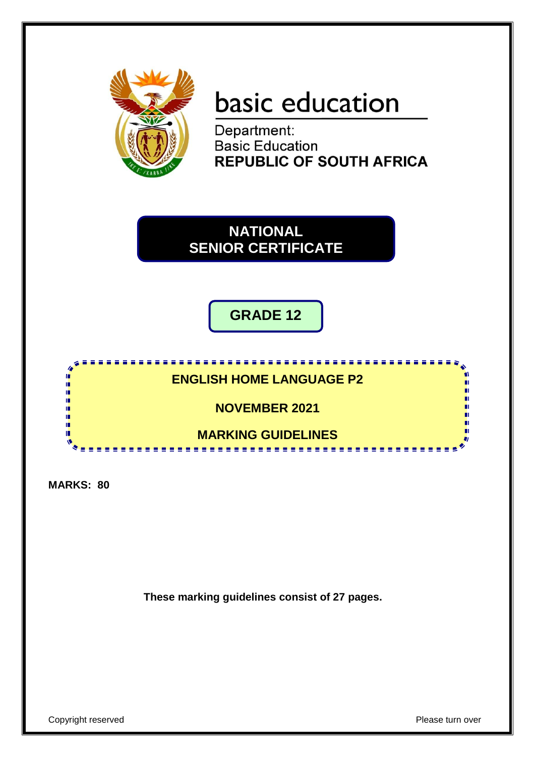basic education

Department:
Basic Education
**REPUBLIC OF SOUTH AFRICA**

# NATIONAL SENIOR CERTIFICATE

## GRADE 12

## ENGLISH HOME LANGUAGE P2

## NOVEMBER 2021

## MARKING GUIDELINES

**MARKS: 80**

**These marking guidelines consist of 27 pages.**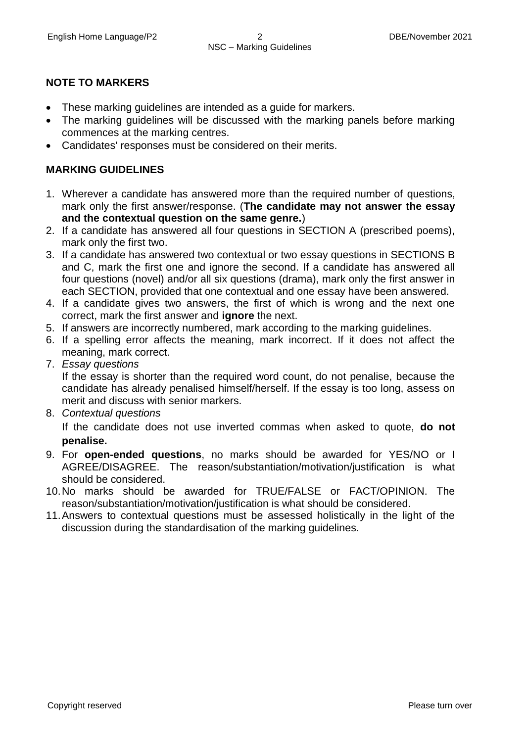## NOTE TO MARKERS

- These marking guidelines are intended as a guide for markers.
- The marking guidelines will be discussed with the marking panels before marking commences at the marking centres.
- Candidates' responses must be considered on their merits.

## MARKING GUIDELINES

1. Wherever a candidate has answered more than the required number of questions, mark only the first answer/response. (**The candidate may not answer the essay and the contextual question on the same genre.**)
2. If a candidate has answered all four questions in SECTION A (prescribed poems), mark only the first two.
3. If a candidate has answered two contextual or two essay questions in SECTIONS B and C, mark the first one and ignore the second. If a candidate has answered all four questions (novel) and/or all six questions (drama), mark only the first answer in each SECTION, provided that one contextual and one essay have been answered.
4. If a candidate gives two answers, the first of which is wrong and the next one correct, mark the first answer and **ignore** the next.
5. If answers are incorrectly numbered, mark according to the marking guidelines.
6. If a spelling error affects the meaning, mark incorrect. If it does not affect the meaning, mark correct.
7. *Essay questions*
   If the essay is shorter than the required word count, do not penalise, because the candidate has already penalised himself/herself. If the essay is too long, assess on merit and discuss with senior markers.
8. *Contextual questions*
   If the candidate does not use inverted commas when asked to quote, **do not penalise.**
9. For **open-ended questions**, no marks should be awarded for YES/NO or I AGREE/DISAGREE. The reason/substantiation/motivation/justification is what should be considered.
10. No marks should be awarded for TRUE/FALSE or FACT/OPINION. The reason/substantiation/motivation/justification is what should be considered.
11. Answers to contextual questions must be assessed holistically in the light of the discussion during the standardisation of the marking guidelines.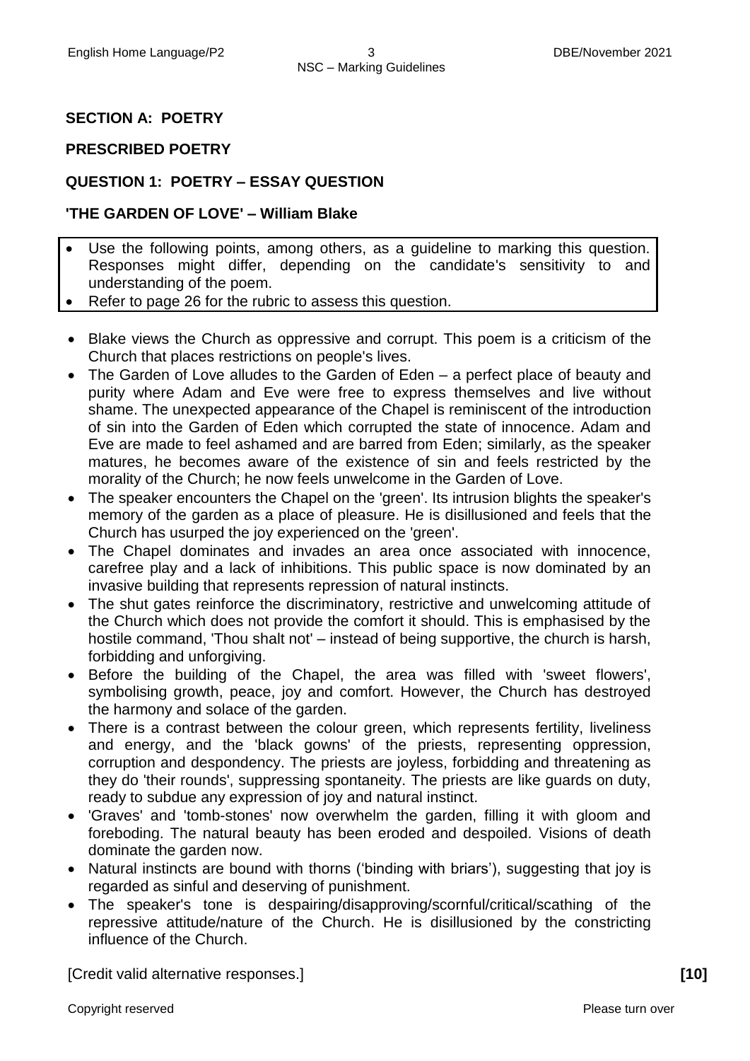## SECTION A: POETRY

### PRESCRIBED POETRY

### QUESTION 1: POETRY – ESSAY QUESTION

### 'THE GARDEN OF LOVE' – William Blake

- Use the following points, among others, as a guideline to marking this question. Responses might differ, depending on the candidate's sensitivity to and understanding of the poem.
- Refer to page 26 for the rubric to assess this question.

- Blake views the Church as oppressive and corrupt. This poem is a criticism of the Church that places restrictions on people's lives.
- The Garden of Love alludes to the Garden of Eden – a perfect place of beauty and purity where Adam and Eve were free to express themselves and live without shame. The unexpected appearance of the Chapel is reminiscent of the introduction of sin into the Garden of Eden which corrupted the state of innocence. Adam and Eve are made to feel ashamed and are barred from Eden; similarly, as the speaker matures, he becomes aware of the existence of sin and feels restricted by the morality of the Church; he now feels unwelcome in the Garden of Love.
- The speaker encounters the Chapel on the 'green'. Its intrusion blights the speaker's memory of the garden as a place of pleasure. He is disillusioned and feels that the Church has usurped the joy experienced on the 'green'.
- The Chapel dominates and invades an area once associated with innocence, carefree play and a lack of inhibitions. This public space is now dominated by an invasive building that represents repression of natural instincts.
- The shut gates reinforce the discriminatory, restrictive and unwelcoming attitude of the Church which does not provide the comfort it should. This is emphasised by the hostile command, 'Thou shalt not' – instead of being supportive, the church is harsh, forbidding and unforgiving.
- Before the building of the Chapel, the area was filled with 'sweet flowers', symbolising growth, peace, joy and comfort. However, the Church has destroyed the harmony and solace of the garden.
- There is a contrast between the colour green, which represents fertility, liveliness and energy, and the 'black gowns' of the priests, representing oppression, corruption and despondency. The priests are joyless, forbidding and threatening as they do 'their rounds', suppressing spontaneity. The priests are like guards on duty, ready to subdue any expression of joy and natural instinct.
- 'Graves' and 'tomb-stones' now overwhelm the garden, filling it with gloom and foreboding. The natural beauty has been eroded and despoiled. Visions of death dominate the garden now.
- Natural instincts are bound with thorns ('binding with briars'), suggesting that joy is regarded as sinful and deserving of punishment.
- The speaker's tone is despairing/disapproving/scornful/critical/scathing of the repressive attitude/nature of the Church. He is disillusioned by the constricting influence of the Church.

[Credit valid alternative responses.] **[10]**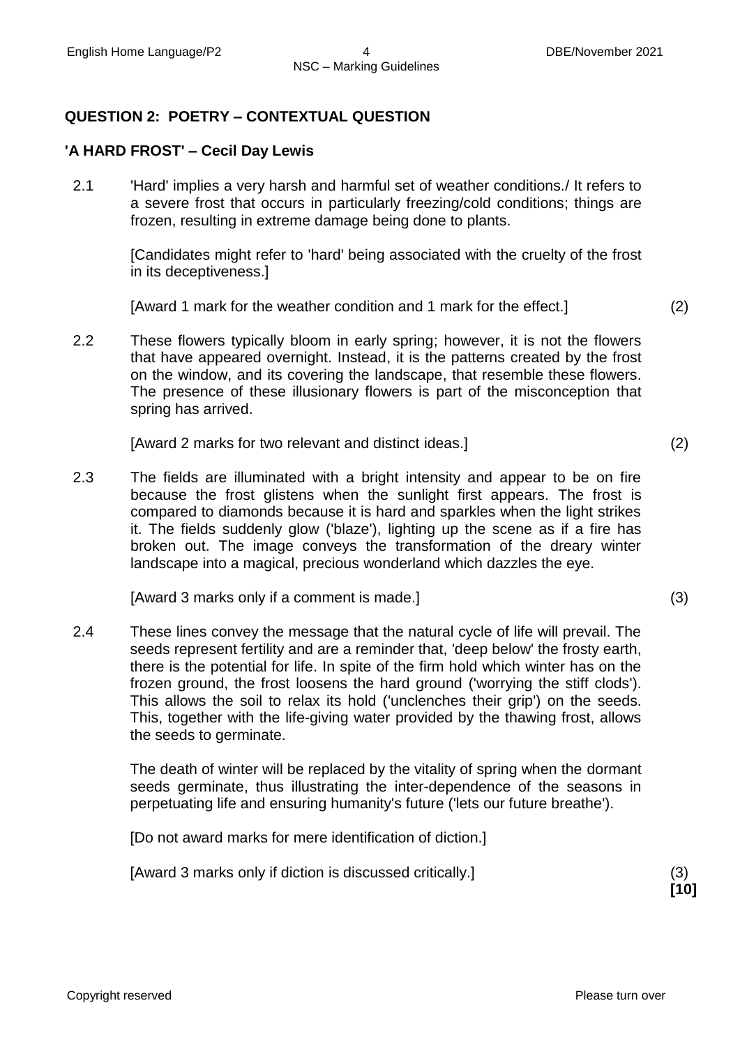## QUESTION 2: POETRY – CONTEXTUAL QUESTION

### 'A HARD FROST' – Cecil Day Lewis

2.1 'Hard' implies a very harsh and harmful set of weather conditions./ It refers to a severe frost that occurs in particularly freezing/cold conditions; things are frozen, resulting in extreme damage being done to plants.

[Candidates might refer to 'hard' being associated with the cruelty of the frost in its deceptiveness.]

[Award 1 mark for the weather condition and 1 mark for the effect.] (2)

2.2 These flowers typically bloom in early spring; however, it is not the flowers that have appeared overnight. Instead, it is the patterns created by the frost on the window, and its covering the landscape, that resemble these flowers. The presence of these illusionary flowers is part of the misconception that spring has arrived.

[Award 2 marks for two relevant and distinct ideas.] (2)

2.3 The fields are illuminated with a bright intensity and appear to be on fire because the frost glistens when the sunlight first appears. The frost is compared to diamonds because it is hard and sparkles when the light strikes it. The fields suddenly glow ('blaze'), lighting up the scene as if a fire has broken out. The image conveys the transformation of the dreary winter landscape into a magical, precious wonderland which dazzles the eye.

[Award 3 marks only if a comment is made.] (3)

2.4 These lines convey the message that the natural cycle of life will prevail. The seeds represent fertility and are a reminder that, 'deep below' the frosty earth, there is the potential for life. In spite of the firm hold which winter has on the frozen ground, the frost loosens the hard ground ('worrying the stiff clods'). This allows the soil to relax its hold ('unclenches their grip') on the seeds. This, together with the life-giving water provided by the thawing frost, allows the seeds to germinate.

The death of winter will be replaced by the vitality of spring when the dormant seeds germinate, thus illustrating the inter-dependence of the seasons in perpetuating life and ensuring humanity's future ('lets our future breathe').

[Do not award marks for mere identification of diction.]

[Award 3 marks only if diction is discussed critically.] (3)

**[10]**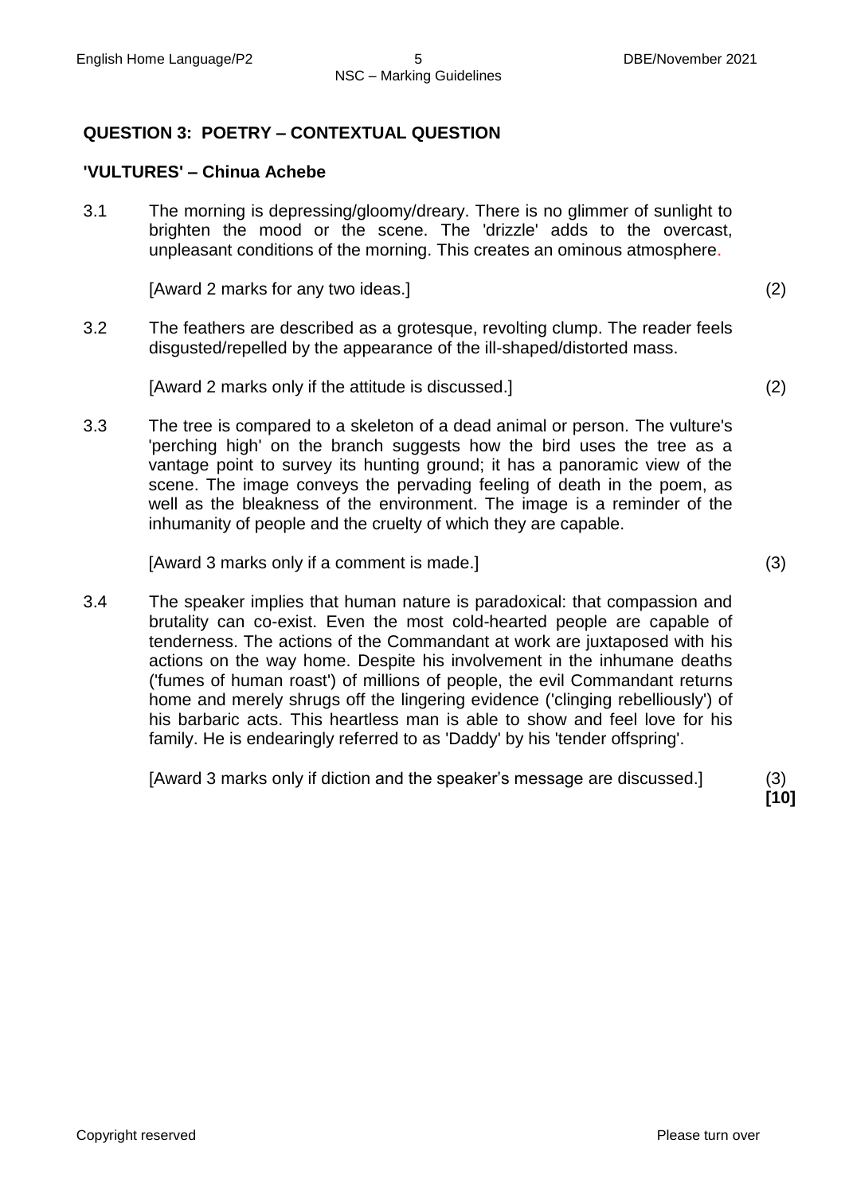## QUESTION 3: POETRY – CONTEXTUAL QUESTION

### 'VULTURES' – Chinua Achebe

3.1 The morning is depressing/gloomy/dreary. There is no glimmer of sunlight to brighten the mood or the scene. The 'drizzle' adds to the overcast, unpleasant conditions of the morning. This creates an ominous atmosphere.

[Award 2 marks for any two ideas.] (2)

3.2 The feathers are described as a grotesque, revolting clump. The reader feels disgusted/repelled by the appearance of the ill-shaped/distorted mass.

[Award 2 marks only if the attitude is discussed.] (2)

3.3 The tree is compared to a skeleton of a dead animal or person. The vulture's 'perching high' on the branch suggests how the bird uses the tree as a vantage point to survey its hunting ground; it has a panoramic view of the scene. The image conveys the pervading feeling of death in the poem, as well as the bleakness of the environment. The image is a reminder of the inhumanity of people and the cruelty of which they are capable.

[Award 3 marks only if a comment is made.] (3)

3.4 The speaker implies that human nature is paradoxical: that compassion and brutality can co-exist. Even the most cold-hearted people are capable of tenderness. The actions of the Commandant at work are juxtaposed with his actions on the way home. Despite his involvement in the inhumane deaths ('fumes of human roast') of millions of people, the evil Commandant returns home and merely shrugs off the lingering evidence ('clinging rebelliously') of his barbaric acts. This heartless man is able to show and feel love for his family. He is endearingly referred to as 'Daddy' by his 'tender offspring'.

[Award 3 marks only if diction and the speaker's message are discussed.] (3)

**[10]**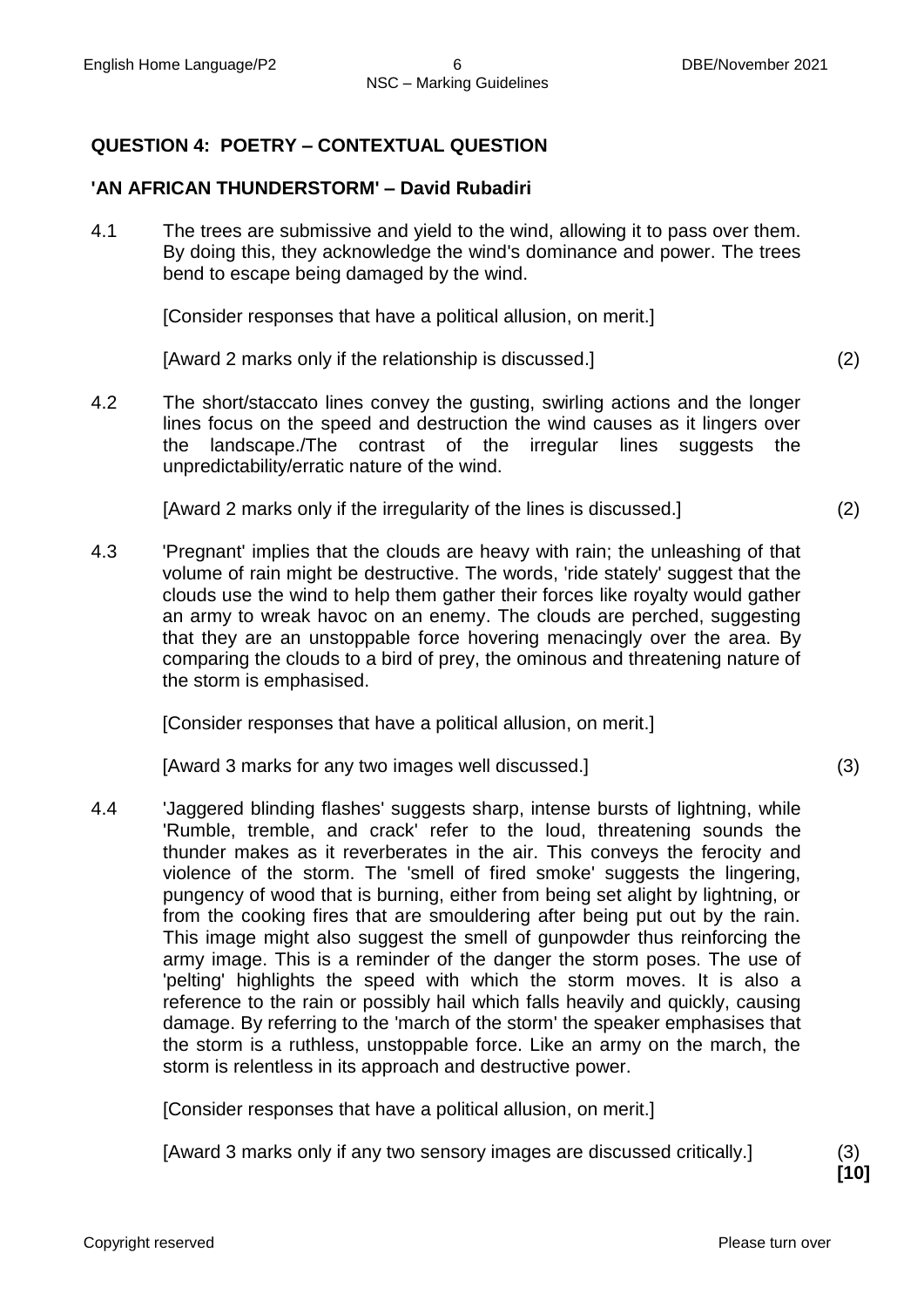## QUESTION 4: POETRY – CONTEXTUAL QUESTION

### 'AN AFRICAN THUNDERSTORM' – David Rubadiri

4.1 The trees are submissive and yield to the wind, allowing it to pass over them. By doing this, they acknowledge the wind's dominance and power. The trees bend to escape being damaged by the wind.

[Consider responses that have a political allusion, on merit.]

[Award 2 marks only if the relationship is discussed.] (2)

4.2 The short/staccato lines convey the gusting, swirling actions and the longer lines focus on the speed and destruction the wind causes as it lingers over the landscape./The contrast of the irregular lines suggests the unpredictability/erratic nature of the wind.

[Award 2 marks only if the irregularity of the lines is discussed.] (2)

4.3 'Pregnant' implies that the clouds are heavy with rain; the unleashing of that volume of rain might be destructive. The words, 'ride stately' suggest that the clouds use the wind to help them gather their forces like royalty would gather an army to wreak havoc on an enemy. The clouds are perched, suggesting that they are an unstoppable force hovering menacingly over the area. By comparing the clouds to a bird of prey, the ominous and threatening nature of the storm is emphasised.

[Consider responses that have a political allusion, on merit.]

[Award 3 marks for any two images well discussed.] (3)

4.4 'Jaggered blinding flashes' suggests sharp, intense bursts of lightning, while 'Rumble, tremble, and crack' refer to the loud, threatening sounds the thunder makes as it reverberates in the air. This conveys the ferocity and violence of the storm. The 'smell of fired smoke' suggests the lingering, pungency of wood that is burning, either from being set alight by lightning, or from the cooking fires that are smouldering after being put out by the rain. This image might also suggest the smell of gunpowder thus reinforcing the army image. This is a reminder of the danger the storm poses. The use of 'pelting' highlights the speed with which the storm moves. It is also a reference to the rain or possibly hail which falls heavily and quickly, causing damage. By referring to the 'march of the storm' the speaker emphasises that the storm is a ruthless, unstoppable force. Like an army on the march, the storm is relentless in its approach and destructive power.

[Consider responses that have a political allusion, on merit.]

[Award 3 marks only if any two sensory images are discussed critically.] (3)

**[10]**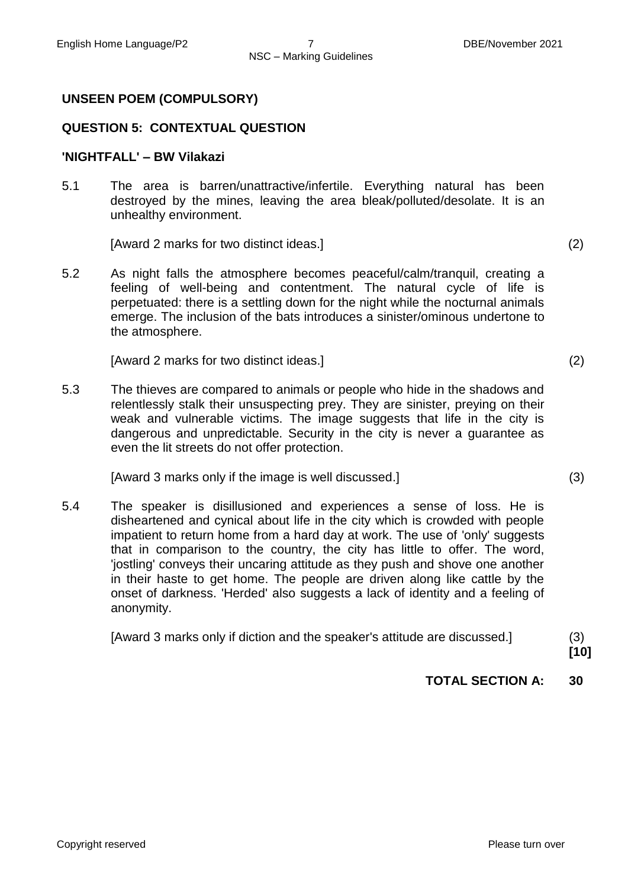## UNSEEN POEM (COMPULSORY)

## QUESTION 5: CONTEXTUAL QUESTION

### 'NIGHTFALL' – BW Vilakazi

5.1 The area is barren/unattractive/infertile. Everything natural has been destroyed by the mines, leaving the area bleak/polluted/desolate. It is an unhealthy environment.

[Award 2 marks for two distinct ideas.] (2)

5.2 As night falls the atmosphere becomes peaceful/calm/tranquil, creating a feeling of well-being and contentment. The natural cycle of life is perpetuated: there is a settling down for the night while the nocturnal animals emerge. The inclusion of the bats introduces a sinister/ominous undertone to the atmosphere.

[Award 2 marks for two distinct ideas.] (2)

5.3 The thieves are compared to animals or people who hide in the shadows and relentlessly stalk their unsuspecting prey. They are sinister, preying on their weak and vulnerable victims. The image suggests that life in the city is dangerous and unpredictable. Security in the city is never a guarantee as even the lit streets do not offer protection.

[Award 3 marks only if the image is well discussed.] (3)

5.4 The speaker is disillusioned and experiences a sense of loss. He is disheartened and cynical about life in the city which is crowded with people impatient to return home from a hard day at work. The use of 'only' suggests that in comparison to the country, the city has little to offer. The word, 'jostling' conveys their uncaring attitude as they push and shove one another in their haste to get home. The people are driven along like cattle by the onset of darkness. 'Herded' also suggests a lack of identity and a feeling of anonymity.

[Award 3 marks only if diction and the speaker's attitude are discussed.] (3)

**[10]**

**TOTAL SECTION A: 30**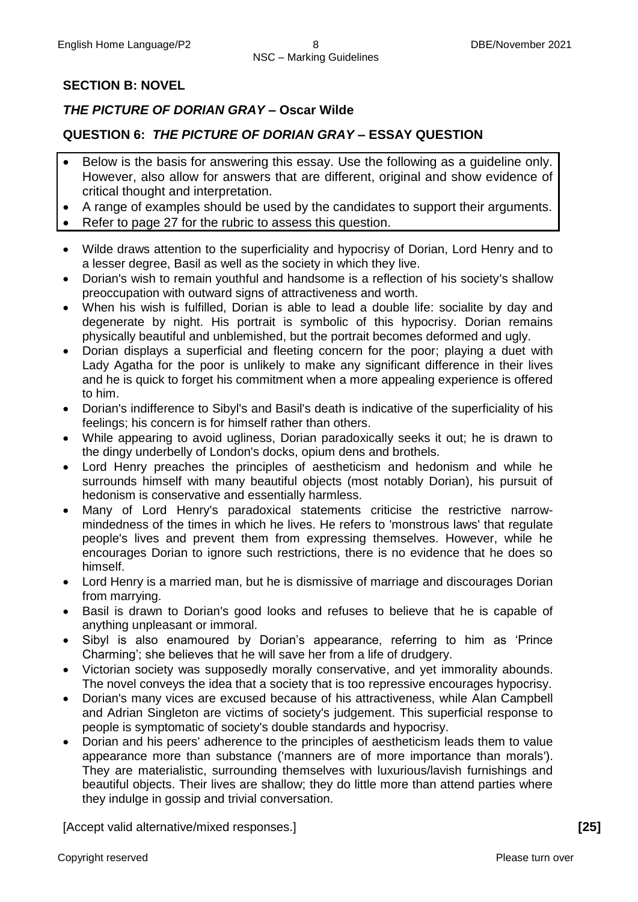## SECTION B: NOVEL

### *THE PICTURE OF DORIAN GRAY* – Oscar Wilde

### QUESTION 6: *THE PICTURE OF DORIAN GRAY* – ESSAY QUESTION

- Below is the basis for answering this essay. Use the following as a guideline only. However, also allow for answers that are different, original and show evidence of critical thought and interpretation.
- A range of examples should be used by the candidates to support their arguments.
- Refer to page 27 for the rubric to assess this question.

- Wilde draws attention to the superficiality and hypocrisy of Dorian, Lord Henry and to a lesser degree, Basil as well as the society in which they live.
- Dorian's wish to remain youthful and handsome is a reflection of his society's shallow preoccupation with outward signs of attractiveness and worth.
- When his wish is fulfilled, Dorian is able to lead a double life: socialite by day and degenerate by night. His portrait is symbolic of this hypocrisy. Dorian remains physically beautiful and unblemished, but the portrait becomes deformed and ugly.
- Dorian displays a superficial and fleeting concern for the poor; playing a duet with Lady Agatha for the poor is unlikely to make any significant difference in their lives and he is quick to forget his commitment when a more appealing experience is offered to him.
- Dorian's indifference to Sibyl's and Basil's death is indicative of the superficiality of his feelings; his concern is for himself rather than others.
- While appearing to avoid ugliness, Dorian paradoxically seeks it out; he is drawn to the dingy underbelly of London's docks, opium dens and brothels.
- Lord Henry preaches the principles of aestheticism and hedonism and while he surrounds himself with many beautiful objects (most notably Dorian), his pursuit of hedonism is conservative and essentially harmless.
- Many of Lord Henry's paradoxical statements criticise the restrictive narrow-mindedness of the times in which he lives. He refers to 'monstrous laws' that regulate people's lives and prevent them from expressing themselves. However, while he encourages Dorian to ignore such restrictions, there is no evidence that he does so himself.
- Lord Henry is a married man, but he is dismissive of marriage and discourages Dorian from marrying.
- Basil is drawn to Dorian's good looks and refuses to believe that he is capable of anything unpleasant or immoral.
- Sibyl is also enamoured by Dorian's appearance, referring to him as 'Prince Charming'; she believes that he will save her from a life of drudgery.
- Victorian society was supposedly morally conservative, and yet immorality abounds. The novel conveys the idea that a society that is too repressive encourages hypocrisy.
- Dorian's many vices are excused because of his attractiveness, while Alan Campbell and Adrian Singleton are victims of society's judgement. This superficial response to people is symptomatic of society's double standards and hypocrisy.
- Dorian and his peers' adherence to the principles of aestheticism leads them to value appearance more than substance ('manners are of more importance than morals'). They are materialistic, surrounding themselves with luxurious/lavish furnishings and beautiful objects. Their lives are shallow; they do little more than attend parties where they indulge in gossip and trivial conversation.

[Accept valid alternative/mixed responses.] **[25]**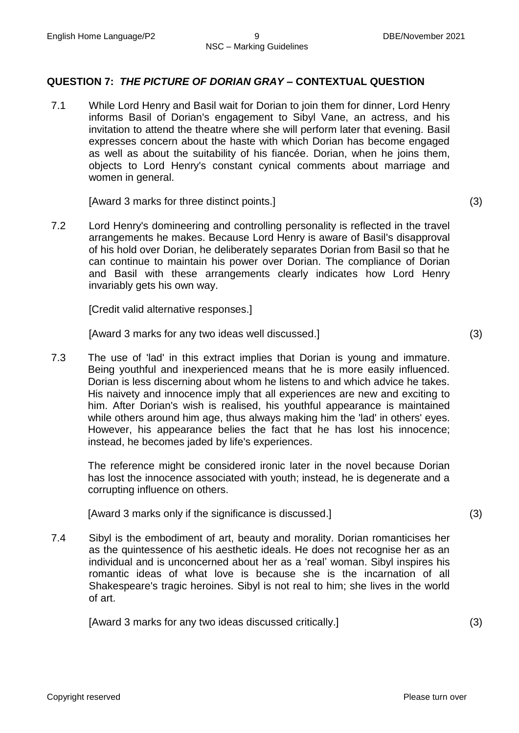## QUESTION 7: *THE PICTURE OF DORIAN GRAY* – CONTEXTUAL QUESTION

7.1 While Lord Henry and Basil wait for Dorian to join them for dinner, Lord Henry informs Basil of Dorian's engagement to Sibyl Vane, an actress, and his invitation to attend the theatre where she will perform later that evening. Basil expresses concern about the haste with which Dorian has become engaged as well as about the suitability of his fiancée. Dorian, when he joins them, objects to Lord Henry's constant cynical comments about marriage and women in general.

[Award 3 marks for three distinct points.] (3)

7.2 Lord Henry's domineering and controlling personality is reflected in the travel arrangements he makes. Because Lord Henry is aware of Basil's disapproval of his hold over Dorian, he deliberately separates Dorian from Basil so that he can continue to maintain his power over Dorian. The compliance of Dorian and Basil with these arrangements clearly indicates how Lord Henry invariably gets his own way.

[Credit valid alternative responses.]

[Award 3 marks for any two ideas well discussed.] (3)

7.3 The use of 'lad' in this extract implies that Dorian is young and immature. Being youthful and inexperienced means that he is more easily influenced. Dorian is less discerning about whom he listens to and which advice he takes. His naivety and innocence imply that all experiences are new and exciting to him. After Dorian's wish is realised, his youthful appearance is maintained while others around him age, thus always making him the 'lad' in others' eyes. However, his appearance belies the fact that he has lost his innocence; instead, he becomes jaded by life's experiences.

The reference might be considered ironic later in the novel because Dorian has lost the innocence associated with youth; instead, he is degenerate and a corrupting influence on others.

[Award 3 marks only if the significance is discussed.] (3)

7.4 Sibyl is the embodiment of art, beauty and morality. Dorian romanticises her as the quintessence of his aesthetic ideals. He does not recognise her as an individual and is unconcerned about her as a 'real' woman. Sibyl inspires his romantic ideas of what love is because she is the incarnation of all Shakespeare's tragic heroines. Sibyl is not real to him; she lives in the world of art.

[Award 3 marks for any two ideas discussed critically.] (3)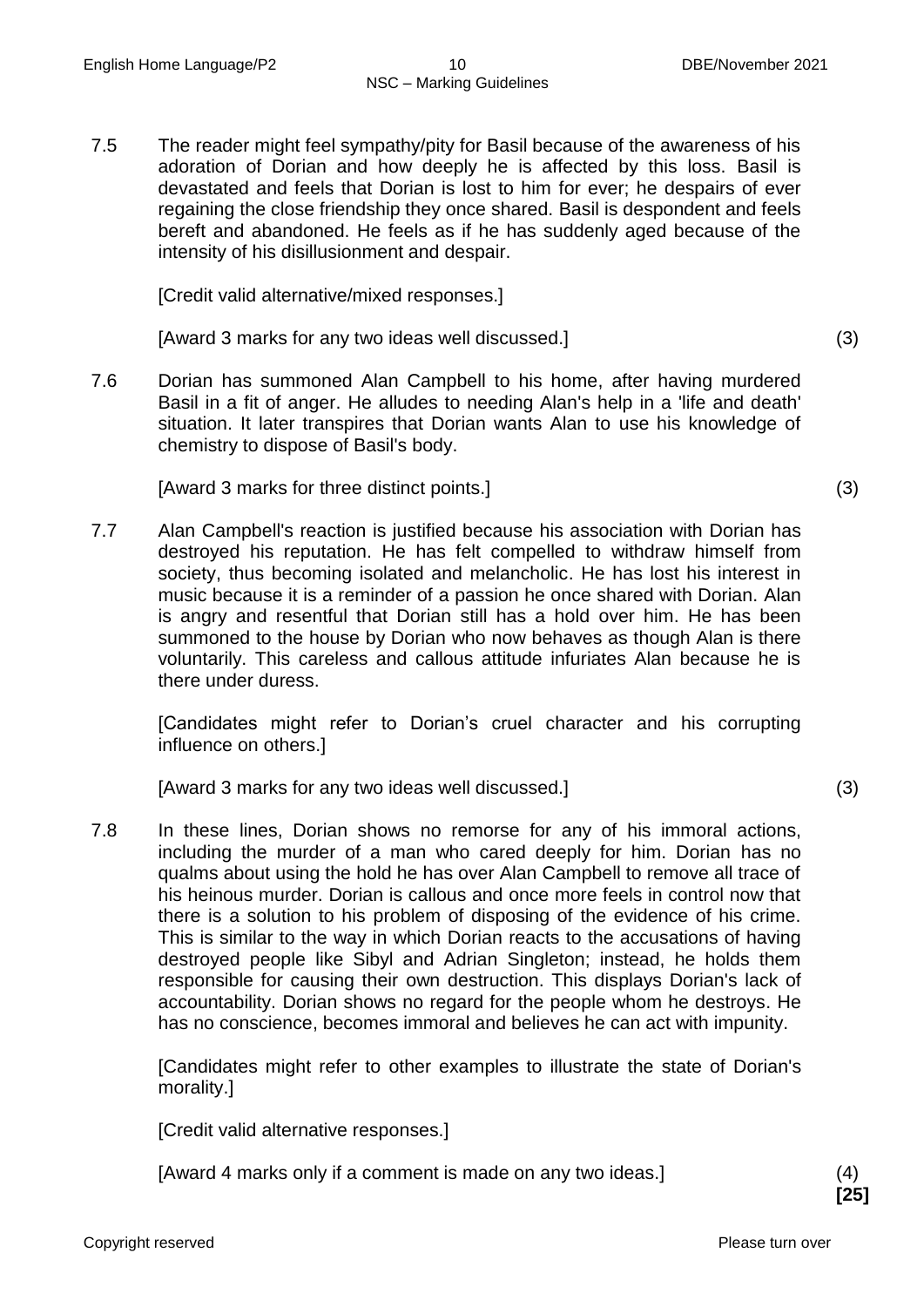7.5 The reader might feel sympathy/pity for Basil because of the awareness of his adoration of Dorian and how deeply he is affected by this loss. Basil is devastated and feels that Dorian is lost to him for ever; he despairs of ever regaining the close friendship they once shared. Basil is despondent and feels bereft and abandoned. He feels as if he has suddenly aged because of the intensity of his disillusionment and despair.

[Credit valid alternative/mixed responses.]

[Award 3 marks for any two ideas well discussed.] (3)

7.6 Dorian has summoned Alan Campbell to his home, after having murdered Basil in a fit of anger. He alludes to needing Alan's help in a 'life and death' situation. It later transpires that Dorian wants Alan to use his knowledge of chemistry to dispose of Basil's body.

[Award 3 marks for three distinct points.] (3)

7.7 Alan Campbell's reaction is justified because his association with Dorian has destroyed his reputation. He has felt compelled to withdraw himself from society, thus becoming isolated and melancholic. He has lost his interest in music because it is a reminder of a passion he once shared with Dorian. Alan is angry and resentful that Dorian still has a hold over him. He has been summoned to the house by Dorian who now behaves as though Alan is there voluntarily. This careless and callous attitude infuriates Alan because he is there under duress.

[Candidates might refer to Dorian's cruel character and his corrupting influence on others.]

[Award 3 marks for any two ideas well discussed.] (3)

7.8 In these lines, Dorian shows no remorse for any of his immoral actions, including the murder of a man who cared deeply for him. Dorian has no qualms about using the hold he has over Alan Campbell to remove all trace of his heinous murder. Dorian is callous and once more feels in control now that there is a solution to his problem of disposing of the evidence of his crime. This is similar to the way in which Dorian reacts to the accusations of having destroyed people like Sibyl and Adrian Singleton; instead, he holds them responsible for causing their own destruction. This displays Dorian's lack of accountability. Dorian shows no regard for the people whom he destroys. He has no conscience, becomes immoral and believes he can act with impunity.

[Candidates might refer to other examples to illustrate the state of Dorian's morality.]

[Credit valid alternative responses.]

[Award 4 marks only if a comment is made on any two ideas.] (4)

**[25]**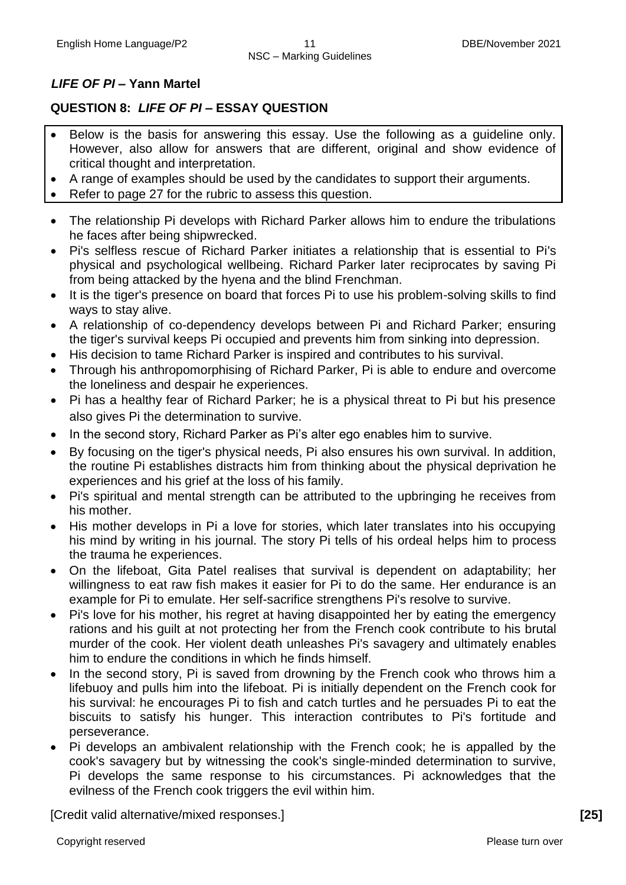## *LIFE OF PI* – Yann Martel

### QUESTION 8: *LIFE OF PI* – ESSAY QUESTION

- Below is the basis for answering this essay. Use the following as a guideline only. However, also allow for answers that are different, original and show evidence of critical thought and interpretation.
- A range of examples should be used by the candidates to support their arguments.
- Refer to page 27 for the rubric to assess this question.

- The relationship Pi develops with Richard Parker allows him to endure the tribulations he faces after being shipwrecked.
- Pi's selfless rescue of Richard Parker initiates a relationship that is essential to Pi's physical and psychological wellbeing. Richard Parker later reciprocates by saving Pi from being attacked by the hyena and the blind Frenchman.
- It is the tiger's presence on board that forces Pi to use his problem-solving skills to find ways to stay alive.
- A relationship of co-dependency develops between Pi and Richard Parker; ensuring the tiger's survival keeps Pi occupied and prevents him from sinking into depression.
- His decision to tame Richard Parker is inspired and contributes to his survival.
- Through his anthropomorphising of Richard Parker, Pi is able to endure and overcome the loneliness and despair he experiences.
- Pi has a healthy fear of Richard Parker; he is a physical threat to Pi but his presence also gives Pi the determination to survive.
- In the second story, Richard Parker as Pi's alter ego enables him to survive.
- By focusing on the tiger's physical needs, Pi also ensures his own survival. In addition, the routine Pi establishes distracts him from thinking about the physical deprivation he experiences and his grief at the loss of his family.
- Pi's spiritual and mental strength can be attributed to the upbringing he receives from his mother.
- His mother develops in Pi a love for stories, which later translates into his occupying his mind by writing in his journal. The story Pi tells of his ordeal helps him to process the trauma he experiences.
- On the lifeboat, Gita Patel realises that survival is dependent on adaptability; her willingness to eat raw fish makes it easier for Pi to do the same. Her endurance is an example for Pi to emulate. Her self-sacrifice strengthens Pi's resolve to survive.
- Pi's love for his mother, his regret at having disappointed her by eating the emergency rations and his guilt at not protecting her from the French cook contribute to his brutal murder of the cook. Her violent death unleashes Pi's savagery and ultimately enables him to endure the conditions in which he finds himself.
- In the second story, Pi is saved from drowning by the French cook who throws him a lifebuoy and pulls him into the lifeboat. Pi is initially dependent on the French cook for his survival: he encourages Pi to fish and catch turtles and he persuades Pi to eat the biscuits to satisfy his hunger. This interaction contributes to Pi's fortitude and perseverance.
- Pi develops an ambivalent relationship with the French cook; he is appalled by the cook's savagery but by witnessing the cook's single-minded determination to survive, Pi develops the same response to his circumstances. Pi acknowledges that the evilness of the French cook triggers the evil within him.

[Credit valid alternative/mixed responses.] **[25]**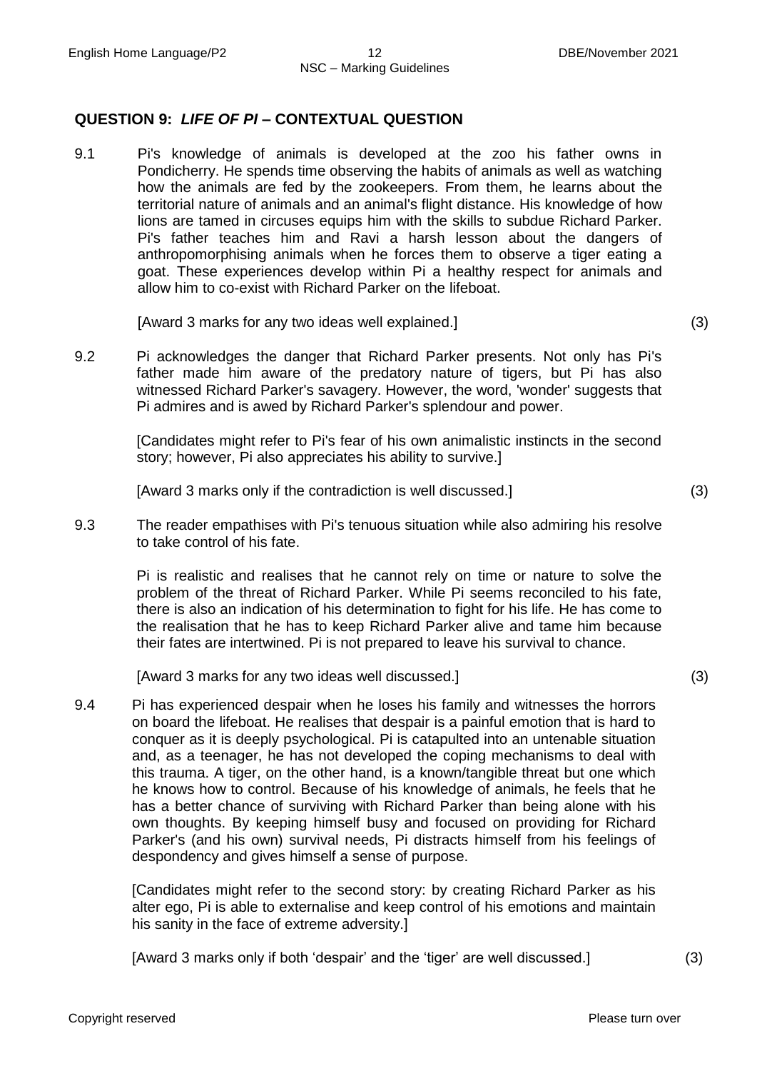## QUESTION 9: *LIFE OF PI* – CONTEXTUAL QUESTION

9.1 Pi's knowledge of animals is developed at the zoo his father owns in Pondicherry. He spends time observing the habits of animals as well as watching how the animals are fed by the zookeepers. From them, he learns about the territorial nature of animals and an animal's flight distance. His knowledge of how lions are tamed in circuses equips him with the skills to subdue Richard Parker. Pi's father teaches him and Ravi a harsh lesson about the dangers of anthropomorphising animals when he forces them to observe a tiger eating a goat. These experiences develop within Pi a healthy respect for animals and allow him to co-exist with Richard Parker on the lifeboat.

[Award 3 marks for any two ideas well explained.] (3)

9.2 Pi acknowledges the danger that Richard Parker presents. Not only has Pi's father made him aware of the predatory nature of tigers, but Pi has also witnessed Richard Parker's savagery. However, the word, 'wonder' suggests that Pi admires and is awed by Richard Parker's splendour and power.

[Candidates might refer to Pi's fear of his own animalistic instincts in the second story; however, Pi also appreciates his ability to survive.]

[Award 3 marks only if the contradiction is well discussed.] (3)

9.3 The reader empathises with Pi's tenuous situation while also admiring his resolve to take control of his fate.

Pi is realistic and realises that he cannot rely on time or nature to solve the problem of the threat of Richard Parker. While Pi seems reconciled to his fate, there is also an indication of his determination to fight for his life. He has come to the realisation that he has to keep Richard Parker alive and tame him because their fates are intertwined. Pi is not prepared to leave his survival to chance.

[Award 3 marks for any two ideas well discussed.] (3)

9.4 Pi has experienced despair when he loses his family and witnesses the horrors on board the lifeboat. He realises that despair is a painful emotion that is hard to conquer as it is deeply psychological. Pi is catapulted into an untenable situation and, as a teenager, he has not developed the coping mechanisms to deal with this trauma. A tiger, on the other hand, is a known/tangible threat but one which he knows how to control. Because of his knowledge of animals, he feels that he has a better chance of surviving with Richard Parker than being alone with his own thoughts. By keeping himself busy and focused on providing for Richard Parker's (and his own) survival needs, Pi distracts himself from his feelings of despondency and gives himself a sense of purpose.

[Candidates might refer to the second story: by creating Richard Parker as his alter ego, Pi is able to externalise and keep control of his emotions and maintain his sanity in the face of extreme adversity.]

[Award 3 marks only if both 'despair' and the 'tiger' are well discussed.] (3)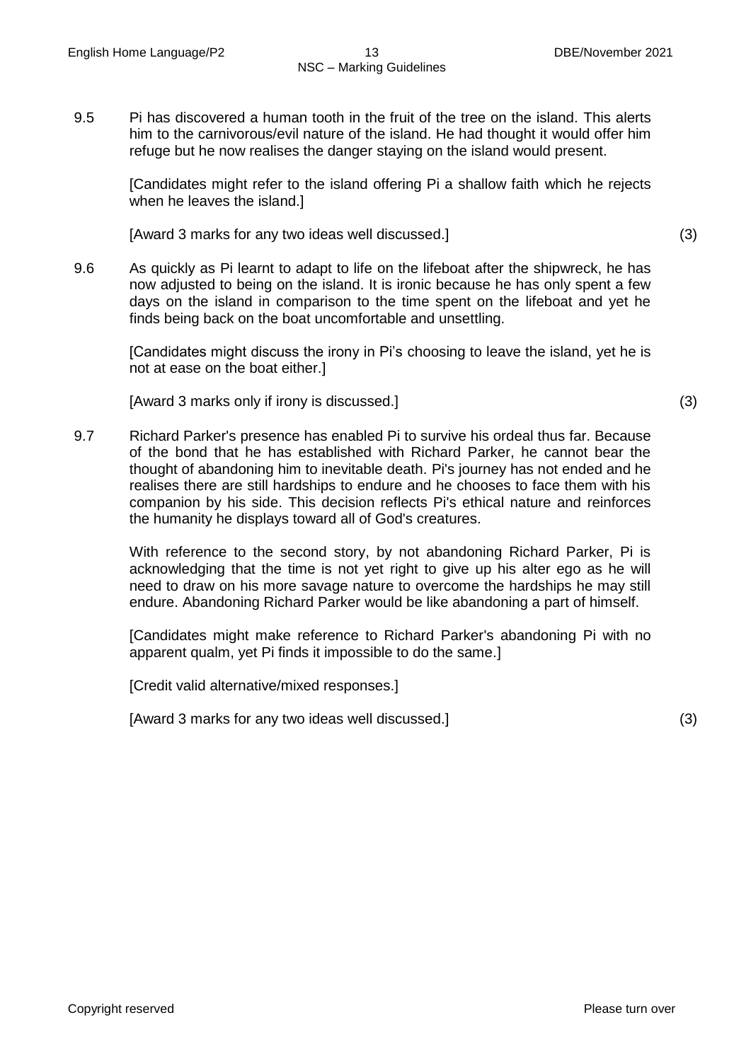9.5 Pi has discovered a human tooth in the fruit of the tree on the island. This alerts him to the carnivorous/evil nature of the island. He had thought it would offer him refuge but he now realises the danger staying on the island would present.

[Candidates might refer to the island offering Pi a shallow faith which he rejects when he leaves the island.]

[Award 3 marks for any two ideas well discussed.] (3)

9.6 As quickly as Pi learnt to adapt to life on the lifeboat after the shipwreck, he has now adjusted to being on the island. It is ironic because he has only spent a few days on the island in comparison to the time spent on the lifeboat and yet he finds being back on the boat uncomfortable and unsettling.

[Candidates might discuss the irony in Pi's choosing to leave the island, yet he is not at ease on the boat either.]

[Award 3 marks only if irony is discussed.] (3)

9.7 Richard Parker's presence has enabled Pi to survive his ordeal thus far. Because of the bond that he has established with Richard Parker, he cannot bear the thought of abandoning him to inevitable death. Pi's journey has not ended and he realises there are still hardships to endure and he chooses to face them with his companion by his side. This decision reflects Pi's ethical nature and reinforces the humanity he displays toward all of God's creatures.

With reference to the second story, by not abandoning Richard Parker, Pi is acknowledging that the time is not yet right to give up his alter ego as he will need to draw on his more savage nature to overcome the hardships he may still endure. Abandoning Richard Parker would be like abandoning a part of himself.

[Candidates might make reference to Richard Parker's abandoning Pi with no apparent qualm, yet Pi finds it impossible to do the same.]

[Credit valid alternative/mixed responses.]

[Award 3 marks for any two ideas well discussed.] (3)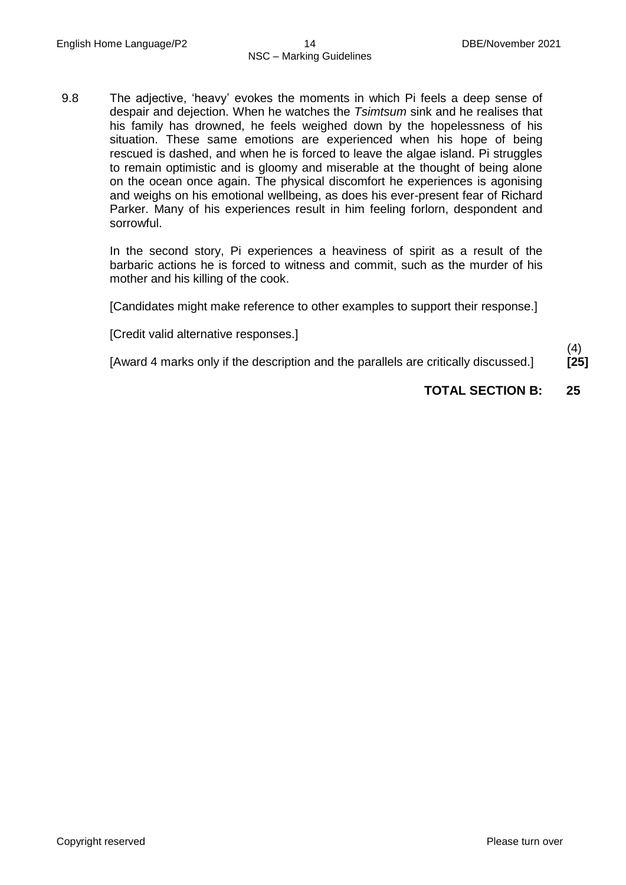9.8 The adjective, 'heavy' evokes the moments in which Pi feels a deep sense of despair and dejection. When he watches the *Tsimtsum* sink and he realises that his family has drowned, he feels weighed down by the hopelessness of his situation. These same emotions are experienced when his hope of being rescued is dashed, and when he is forced to leave the algae island. Pi struggles to remain optimistic and is gloomy and miserable at the thought of being alone on the ocean once again. The physical discomfort he experiences is agonising and weighs on his emotional wellbeing, as does his ever-present fear of Richard Parker. Many of his experiences result in him feeling forlorn, despondent and sorrowful.

In the second story, Pi experiences a heaviness of spirit as a result of the barbaric actions he is forced to witness and commit, such as the murder of his mother and his killing of the cook.

[Candidates might make reference to other examples to support their response.]

[Credit valid alternative responses.]

[Award 4 marks only if the description and the parallels are critically discussed.] (4) **[25]**

**TOTAL SECTION B: 25**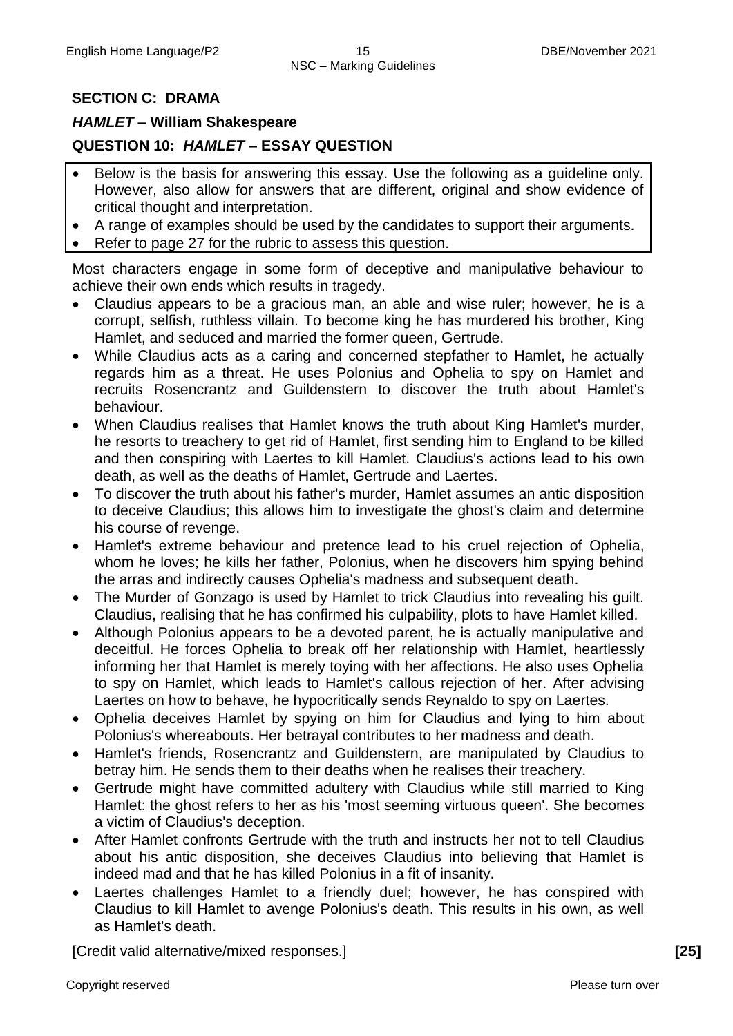## SECTION C: DRAMA

### *HAMLET* – William Shakespeare

### QUESTION 10: *HAMLET* – ESSAY QUESTION

- Below is the basis for answering this essay. Use the following as a guideline only. However, also allow for answers that are different, original and show evidence of critical thought and interpretation.
- A range of examples should be used by the candidates to support their arguments.
- Refer to page 27 for the rubric to assess this question.

Most characters engage in some form of deceptive and manipulative behaviour to achieve their own ends which results in tragedy.

- Claudius appears to be a gracious man, an able and wise ruler; however, he is a corrupt, selfish, ruthless villain. To become king he has murdered his brother, King Hamlet, and seduced and married the former queen, Gertrude.
- While Claudius acts as a caring and concerned stepfather to Hamlet, he actually regards him as a threat. He uses Polonius and Ophelia to spy on Hamlet and recruits Rosencrantz and Guildenstern to discover the truth about Hamlet's behaviour.
- When Claudius realises that Hamlet knows the truth about King Hamlet's murder, he resorts to treachery to get rid of Hamlet, first sending him to England to be killed and then conspiring with Laertes to kill Hamlet. Claudius's actions lead to his own death, as well as the deaths of Hamlet, Gertrude and Laertes.
- To discover the truth about his father's murder, Hamlet assumes an antic disposition to deceive Claudius; this allows him to investigate the ghost's claim and determine his course of revenge.
- Hamlet's extreme behaviour and pretence lead to his cruel rejection of Ophelia, whom he loves; he kills her father, Polonius, when he discovers him spying behind the arras and indirectly causes Ophelia's madness and subsequent death.
- The Murder of Gonzago is used by Hamlet to trick Claudius into revealing his guilt. Claudius, realising that he has confirmed his culpability, plots to have Hamlet killed.
- Although Polonius appears to be a devoted parent, he is actually manipulative and deceitful. He forces Ophelia to break off her relationship with Hamlet, heartlessly informing her that Hamlet is merely toying with her affections. He also uses Ophelia to spy on Hamlet, which leads to Hamlet's callous rejection of her. After advising Laertes on how to behave, he hypocritically sends Reynaldo to spy on Laertes.
- Ophelia deceives Hamlet by spying on him for Claudius and lying to him about Polonius's whereabouts. Her betrayal contributes to her madness and death.
- Hamlet's friends, Rosencrantz and Guildenstern, are manipulated by Claudius to betray him. He sends them to their deaths when he realises their treachery.
- Gertrude might have committed adultery with Claudius while still married to King Hamlet: the ghost refers to her as his 'most seeming virtuous queen'. She becomes a victim of Claudius's deception.
- After Hamlet confronts Gertrude with the truth and instructs her not to tell Claudius about his antic disposition, she deceives Claudius into believing that Hamlet is indeed mad and that he has killed Polonius in a fit of insanity.
- Laertes challenges Hamlet to a friendly duel; however, he has conspired with Claudius to kill Hamlet to avenge Polonius's death. This results in his own, as well as Hamlet's death.

[Credit valid alternative/mixed responses.] **[25]**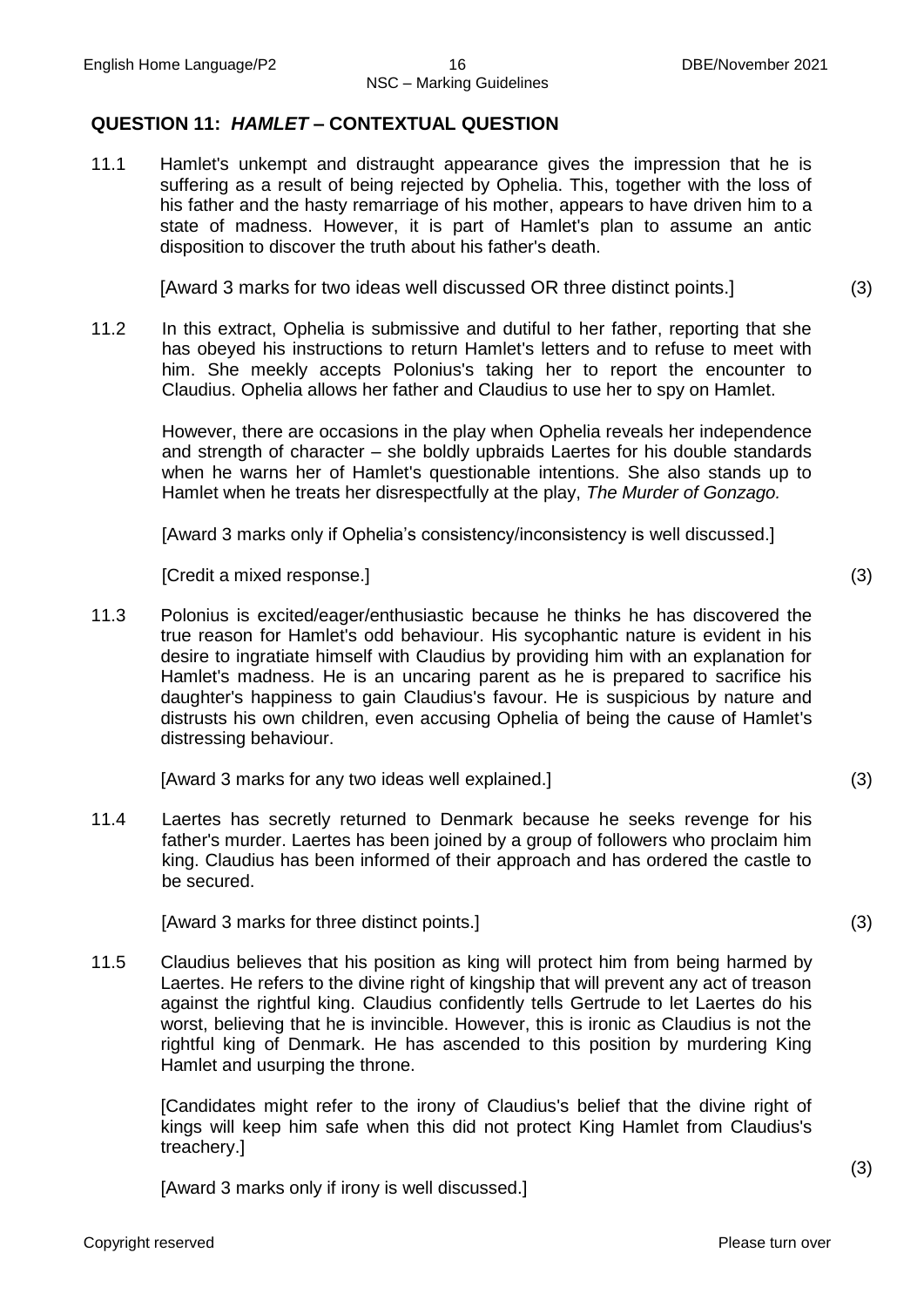## QUESTION 11: *HAMLET* – CONTEXTUAL QUESTION

11.1 Hamlet's unkempt and distraught appearance gives the impression that he is suffering as a result of being rejected by Ophelia. This, together with the loss of his father and the hasty remarriage of his mother, appears to have driven him to a state of madness. However, it is part of Hamlet's plan to assume an antic disposition to discover the truth about his father's death.

[Award 3 marks for two ideas well discussed OR three distinct points.] (3)

11.2 In this extract, Ophelia is submissive and dutiful to her father, reporting that she has obeyed his instructions to return Hamlet's letters and to refuse to meet with him. She meekly accepts Polonius's taking her to report the encounter to Claudius. Ophelia allows her father and Claudius to use her to spy on Hamlet.

However, there are occasions in the play when Ophelia reveals her independence and strength of character – she boldly upbraids Laertes for his double standards when he warns her of Hamlet's questionable intentions. She also stands up to Hamlet when he treats her disrespectfully at the play, *The Murder of Gonzago.*

[Award 3 marks only if Ophelia's consistency/inconsistency is well discussed.]

[Credit a mixed response.] (3)

11.3 Polonius is excited/eager/enthusiastic because he thinks he has discovered the true reason for Hamlet's odd behaviour. His sycophantic nature is evident in his desire to ingratiate himself with Claudius by providing him with an explanation for Hamlet's madness. He is an uncaring parent as he is prepared to sacrifice his daughter's happiness to gain Claudius's favour. He is suspicious by nature and distrusts his own children, even accusing Ophelia of being the cause of Hamlet's distressing behaviour.

[Award 3 marks for any two ideas well explained.] (3)

11.4 Laertes has secretly returned to Denmark because he seeks revenge for his father's murder. Laertes has been joined by a group of followers who proclaim him king. Claudius has been informed of their approach and has ordered the castle to be secured.

[Award 3 marks for three distinct points.] (3)

11.5 Claudius believes that his position as king will protect him from being harmed by Laertes. He refers to the divine right of kingship that will prevent any act of treason against the rightful king. Claudius confidently tells Gertrude to let Laertes do his worst, believing that he is invincible. However, this is ironic as Claudius is not the rightful king of Denmark. He has ascended to this position by murdering King Hamlet and usurping the throne.

[Candidates might refer to the irony of Claudius's belief that the divine right of kings will keep him safe when this did not protect King Hamlet from Claudius's treachery.]

[Award 3 marks only if irony is well discussed.] (3)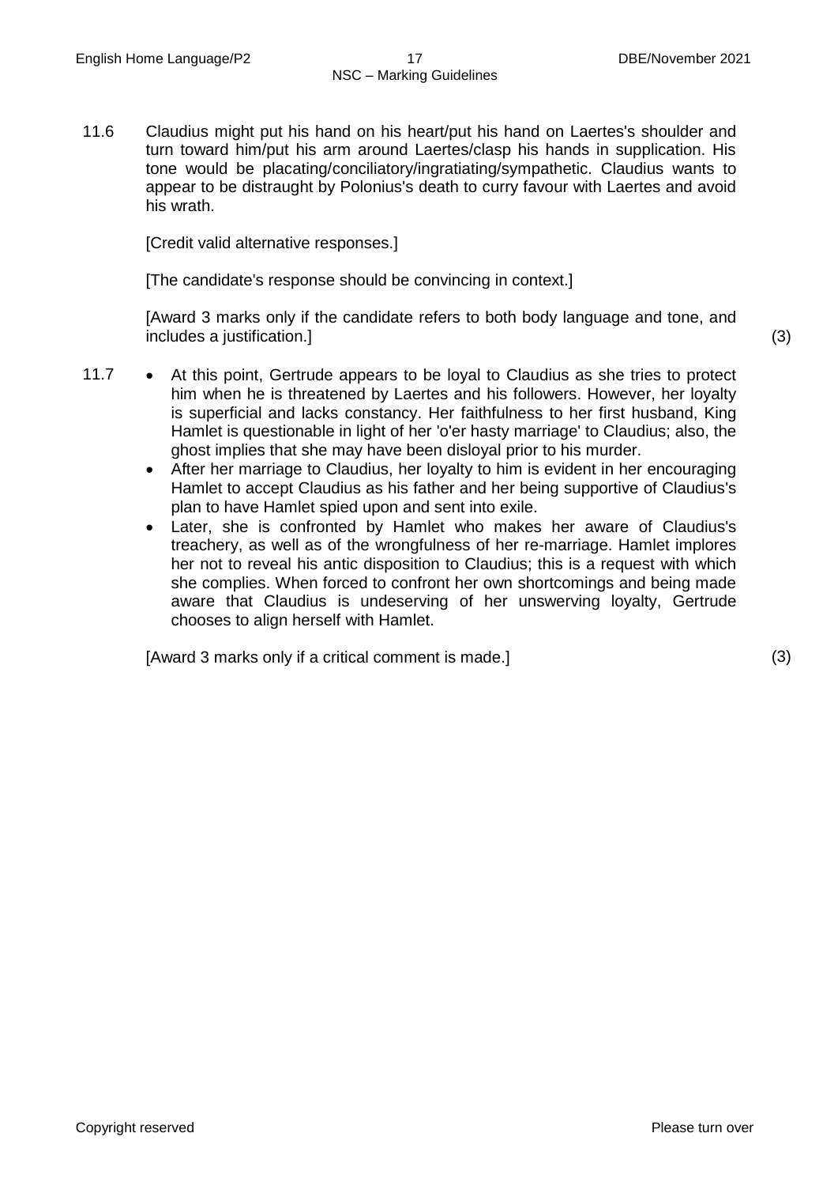11.6 Claudius might put his hand on his heart/put his hand on Laertes's shoulder and turn toward him/put his arm around Laertes/clasp his hands in supplication. His tone would be placating/conciliatory/ingratiating/sympathetic. Claudius wants to appear to be distraught by Polonius's death to curry favour with Laertes and avoid his wrath.

[Credit valid alternative responses.]

[The candidate's response should be convincing in context.]

[Award 3 marks only if the candidate refers to both body language and tone, and includes a justification.] (3)

11.7

- At this point, Gertrude appears to be loyal to Claudius as she tries to protect him when he is threatened by Laertes and his followers. However, her loyalty is superficial and lacks constancy. Her faithfulness to her first husband, King Hamlet is questionable in light of her 'o'er hasty marriage' to Claudius; also, the ghost implies that she may have been disloyal prior to his murder.
- After her marriage to Claudius, her loyalty to him is evident in her encouraging Hamlet to accept Claudius as his father and her being supportive of Claudius's plan to have Hamlet spied upon and sent into exile.
- Later, she is confronted by Hamlet who makes her aware of Claudius's treachery, as well as of the wrongfulness of her re-marriage. Hamlet implores her not to reveal his antic disposition to Claudius; this is a request with which she complies. When forced to confront her own shortcomings and being made aware that Claudius is undeserving of her unswerving loyalty, Gertrude chooses to align herself with Hamlet.

[Award 3 marks only if a critical comment is made.] (3)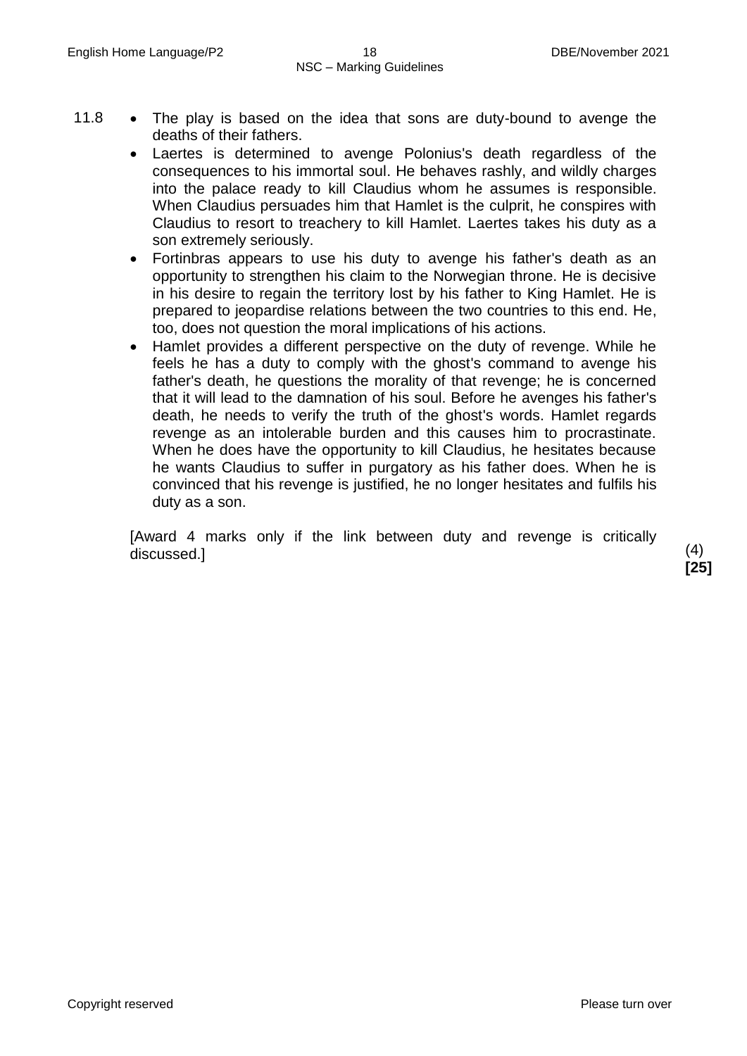11.8

- The play is based on the idea that sons are duty-bound to avenge the deaths of their fathers.
- Laertes is determined to avenge Polonius's death regardless of the consequences to his immortal soul. He behaves rashly, and wildly charges into the palace ready to kill Claudius whom he assumes is responsible. When Claudius persuades him that Hamlet is the culprit, he conspires with Claudius to resort to treachery to kill Hamlet. Laertes takes his duty as a son extremely seriously.
- Fortinbras appears to use his duty to avenge his father's death as an opportunity to strengthen his claim to the Norwegian throne. He is decisive in his desire to regain the territory lost by his father to King Hamlet. He is prepared to jeopardise relations between the two countries to this end. He, too, does not question the moral implications of his actions.
- Hamlet provides a different perspective on the duty of revenge. While he feels he has a duty to comply with the ghost's command to avenge his father's death, he questions the morality of that revenge; he is concerned that it will lead to the damnation of his soul. Before he avenges his father's death, he needs to verify the truth of the ghost's words. Hamlet regards revenge as an intolerable burden and this causes him to procrastinate. When he does have the opportunity to kill Claudius, he hesitates because he wants Claudius to suffer in purgatory as his father does. When he is convinced that his revenge is justified, he no longer hesitates and fulfils his duty as a son.

[Award 4 marks only if the link between duty and revenge is critically discussed.] (4)

**[25]**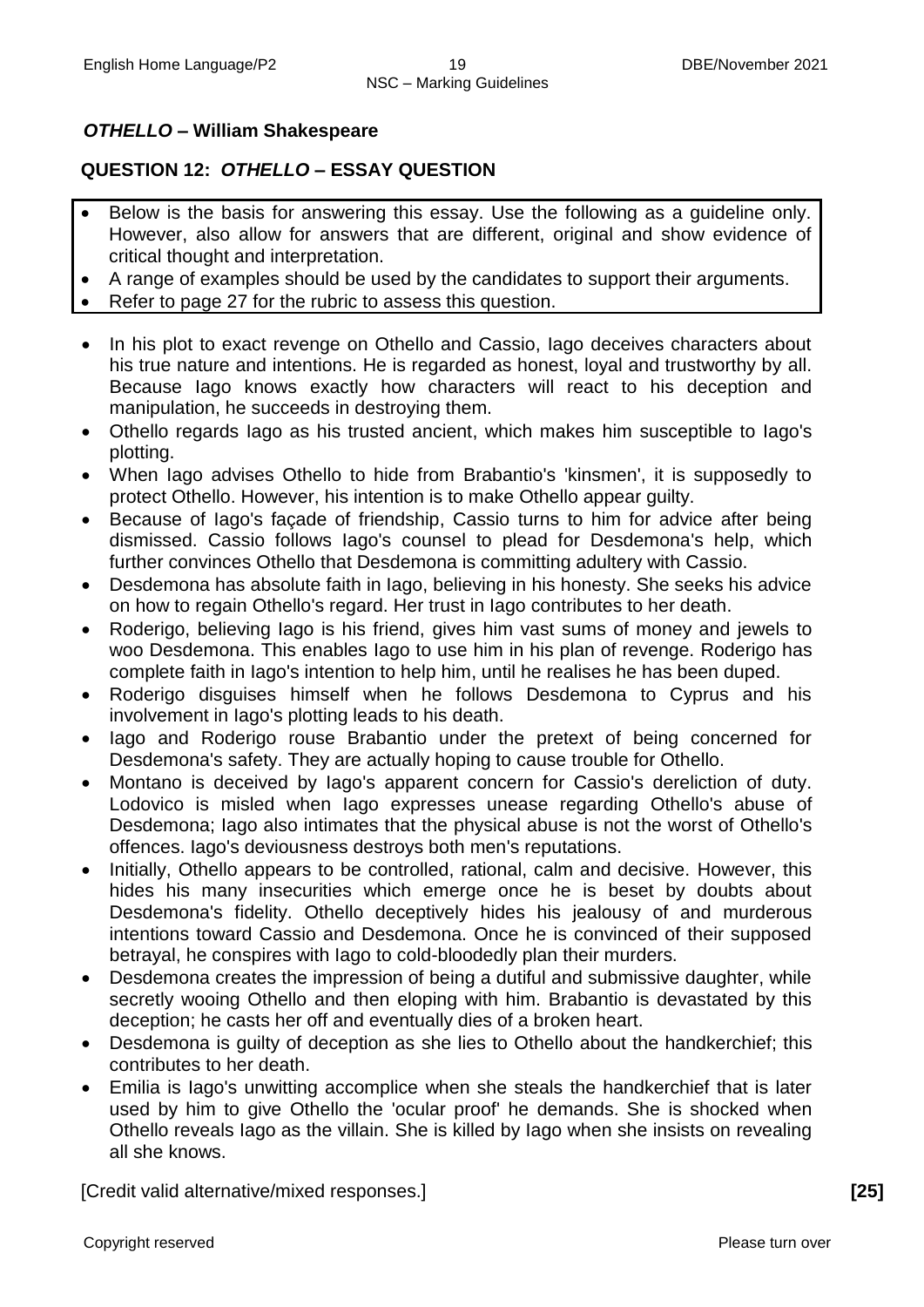## *OTHELLO* – William Shakespeare

### QUESTION 12: *OTHELLO* – ESSAY QUESTION

- Below is the basis for answering this essay. Use the following as a guideline only. However, also allow for answers that are different, original and show evidence of critical thought and interpretation.
- A range of examples should be used by the candidates to support their arguments.
- Refer to page 27 for the rubric to assess this question.

- In his plot to exact revenge on Othello and Cassio, Iago deceives characters about his true nature and intentions. He is regarded as honest, loyal and trustworthy by all. Because Iago knows exactly how characters will react to his deception and manipulation, he succeeds in destroying them.
- Othello regards Iago as his trusted ancient, which makes him susceptible to Iago's plotting.
- When Iago advises Othello to hide from Brabantio's 'kinsmen', it is supposedly to protect Othello. However, his intention is to make Othello appear guilty.
- Because of Iago's façade of friendship, Cassio turns to him for advice after being dismissed. Cassio follows Iago's counsel to plead for Desdemona's help, which further convinces Othello that Desdemona is committing adultery with Cassio.
- Desdemona has absolute faith in Iago, believing in his honesty. She seeks his advice on how to regain Othello's regard. Her trust in Iago contributes to her death.
- Roderigo, believing Iago is his friend, gives him vast sums of money and jewels to woo Desdemona. This enables Iago to use him in his plan of revenge. Roderigo has complete faith in Iago's intention to help him, until he realises he has been duped.
- Roderigo disguises himself when he follows Desdemona to Cyprus and his involvement in Iago's plotting leads to his death.
- Iago and Roderigo rouse Brabantio under the pretext of being concerned for Desdemona's safety. They are actually hoping to cause trouble for Othello.
- Montano is deceived by Iago's apparent concern for Cassio's dereliction of duty. Lodovico is misled when Iago expresses unease regarding Othello's abuse of Desdemona; Iago also intimates that the physical abuse is not the worst of Othello's offences. Iago's deviousness destroys both men's reputations.
- Initially, Othello appears to be controlled, rational, calm and decisive. However, this hides his many insecurities which emerge once he is beset by doubts about Desdemona's fidelity. Othello deceptively hides his jealousy of and murderous intentions toward Cassio and Desdemona. Once he is convinced of their supposed betrayal, he conspires with Iago to cold-bloodedly plan their murders.
- Desdemona creates the impression of being a dutiful and submissive daughter, while secretly wooing Othello and then eloping with him. Brabantio is devastated by this deception; he casts her off and eventually dies of a broken heart.
- Desdemona is guilty of deception as she lies to Othello about the handkerchief; this contributes to her death.
- Emilia is Iago's unwitting accomplice when she steals the handkerchief that is later used by him to give Othello the 'ocular proof' he demands. She is shocked when Othello reveals Iago as the villain. She is killed by Iago when she insists on revealing all she knows.

[Credit valid alternative/mixed responses.] **[25]**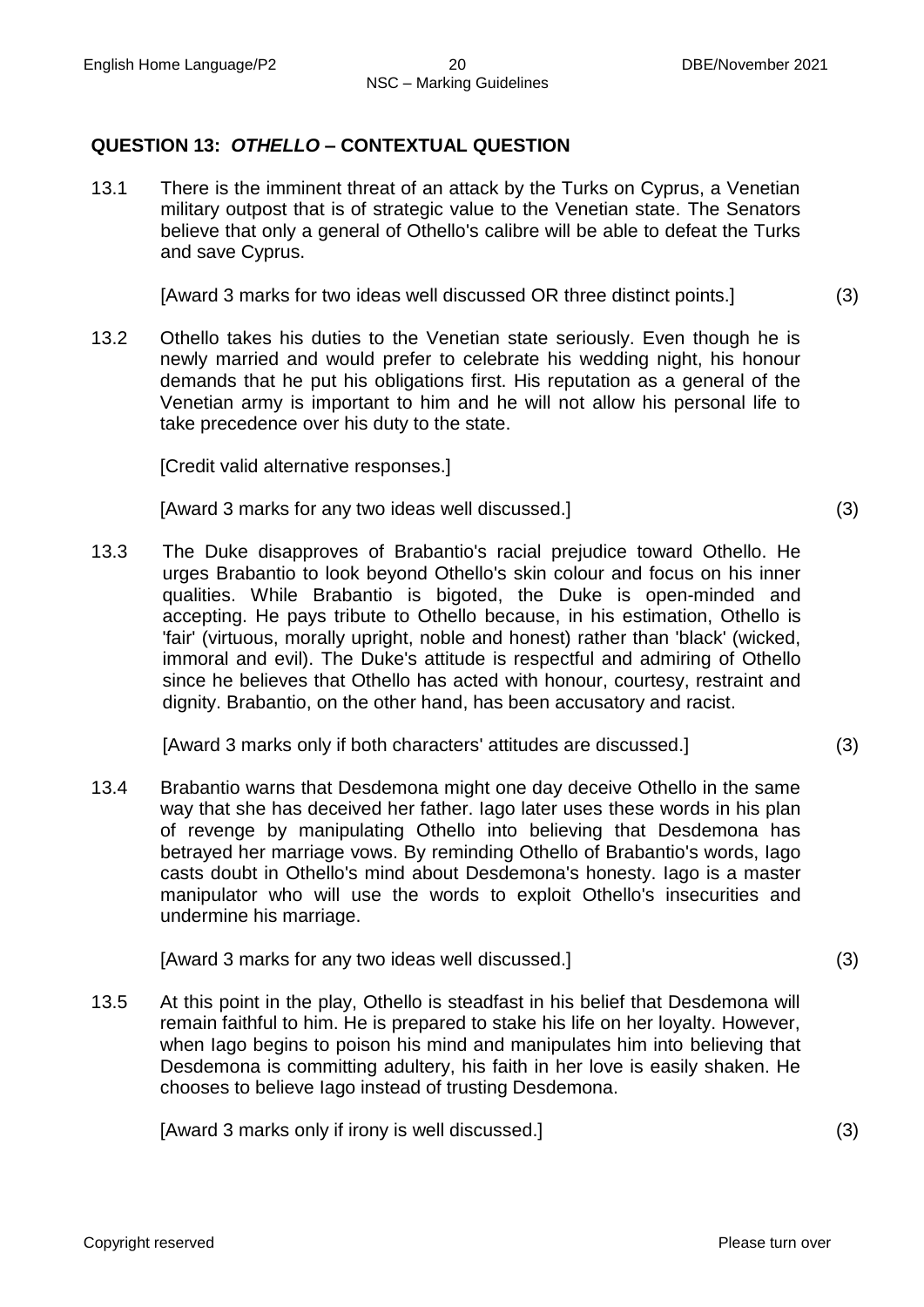## QUESTION 13: *OTHELLO* – CONTEXTUAL QUESTION

13.1 There is the imminent threat of an attack by the Turks on Cyprus, a Venetian military outpost that is of strategic value to the Venetian state. The Senators believe that only a general of Othello's calibre will be able to defeat the Turks and save Cyprus.

[Award 3 marks for two ideas well discussed OR three distinct points.] (3)

13.2 Othello takes his duties to the Venetian state seriously. Even though he is newly married and would prefer to celebrate his wedding night, his honour demands that he put his obligations first. His reputation as a general of the Venetian army is important to him and he will not allow his personal life to take precedence over his duty to the state.

[Credit valid alternative responses.]

[Award 3 marks for any two ideas well discussed.] (3)

13.3 The Duke disapproves of Brabantio's racial prejudice toward Othello. He urges Brabantio to look beyond Othello's skin colour and focus on his inner qualities. While Brabantio is bigoted, the Duke is open-minded and accepting. He pays tribute to Othello because, in his estimation, Othello is 'fair' (virtuous, morally upright, noble and honest) rather than 'black' (wicked, immoral and evil). The Duke's attitude is respectful and admiring of Othello since he believes that Othello has acted with honour, courtesy, restraint and dignity. Brabantio, on the other hand, has been accusatory and racist.

[Award 3 marks only if both characters' attitudes are discussed.] (3)

13.4 Brabantio warns that Desdemona might one day deceive Othello in the same way that she has deceived her father. Iago later uses these words in his plan of revenge by manipulating Othello into believing that Desdemona has betrayed her marriage vows. By reminding Othello of Brabantio's words, Iago casts doubt in Othello's mind about Desdemona's honesty. Iago is a master manipulator who will use the words to exploit Othello's insecurities and undermine his marriage.

[Award 3 marks for any two ideas well discussed.] (3)

13.5 At this point in the play, Othello is steadfast in his belief that Desdemona will remain faithful to him. He is prepared to stake his life on her loyalty. However, when Iago begins to poison his mind and manipulates him into believing that Desdemona is committing adultery, his faith in her love is easily shaken. He chooses to believe Iago instead of trusting Desdemona.

[Award 3 marks only if irony is well discussed.] (3)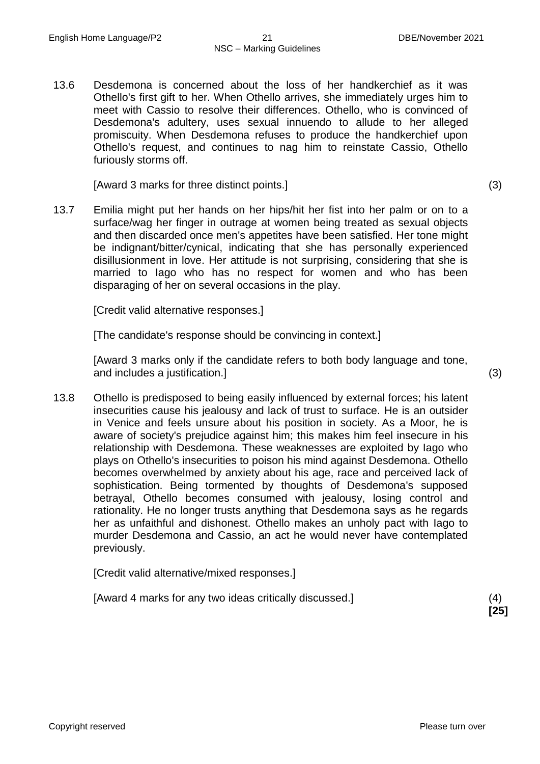13.6 Desdemona is concerned about the loss of her handkerchief as it was Othello's first gift to her. When Othello arrives, she immediately urges him to meet with Cassio to resolve their differences. Othello, who is convinced of Desdemona's adultery, uses sexual innuendo to allude to her alleged promiscuity. When Desdemona refuses to produce the handkerchief upon Othello's request, and continues to nag him to reinstate Cassio, Othello furiously storms off.

[Award 3 marks for three distinct points.] (3)

13.7 Emilia might put her hands on her hips/hit her fist into her palm or on to a surface/wag her finger in outrage at women being treated as sexual objects and then discarded once men's appetites have been satisfied. Her tone might be indignant/bitter/cynical, indicating that she has personally experienced disillusionment in love. Her attitude is not surprising, considering that she is married to Iago who has no respect for women and who has been disparaging of her on several occasions in the play.

[Credit valid alternative responses.]

[The candidate's response should be convincing in context.]

[Award 3 marks only if the candidate refers to both body language and tone, and includes a justification.] (3)

13.8 Othello is predisposed to being easily influenced by external forces; his latent insecurities cause his jealousy and lack of trust to surface. He is an outsider in Venice and feels unsure about his position in society. As a Moor, he is aware of society's prejudice against him; this makes him feel insecure in his relationship with Desdemona. These weaknesses are exploited by Iago who plays on Othello's insecurities to poison his mind against Desdemona. Othello becomes overwhelmed by anxiety about his age, race and perceived lack of sophistication. Being tormented by thoughts of Desdemona's supposed betrayal, Othello becomes consumed with jealousy, losing control and rationality. He no longer trusts anything that Desdemona says as he regards her as unfaithful and dishonest. Othello makes an unholy pact with Iago to murder Desdemona and Cassio, an act he would never have contemplated previously.

[Credit valid alternative/mixed responses.]

[Award 4 marks for any two ideas critically discussed.] (4)

**[25]**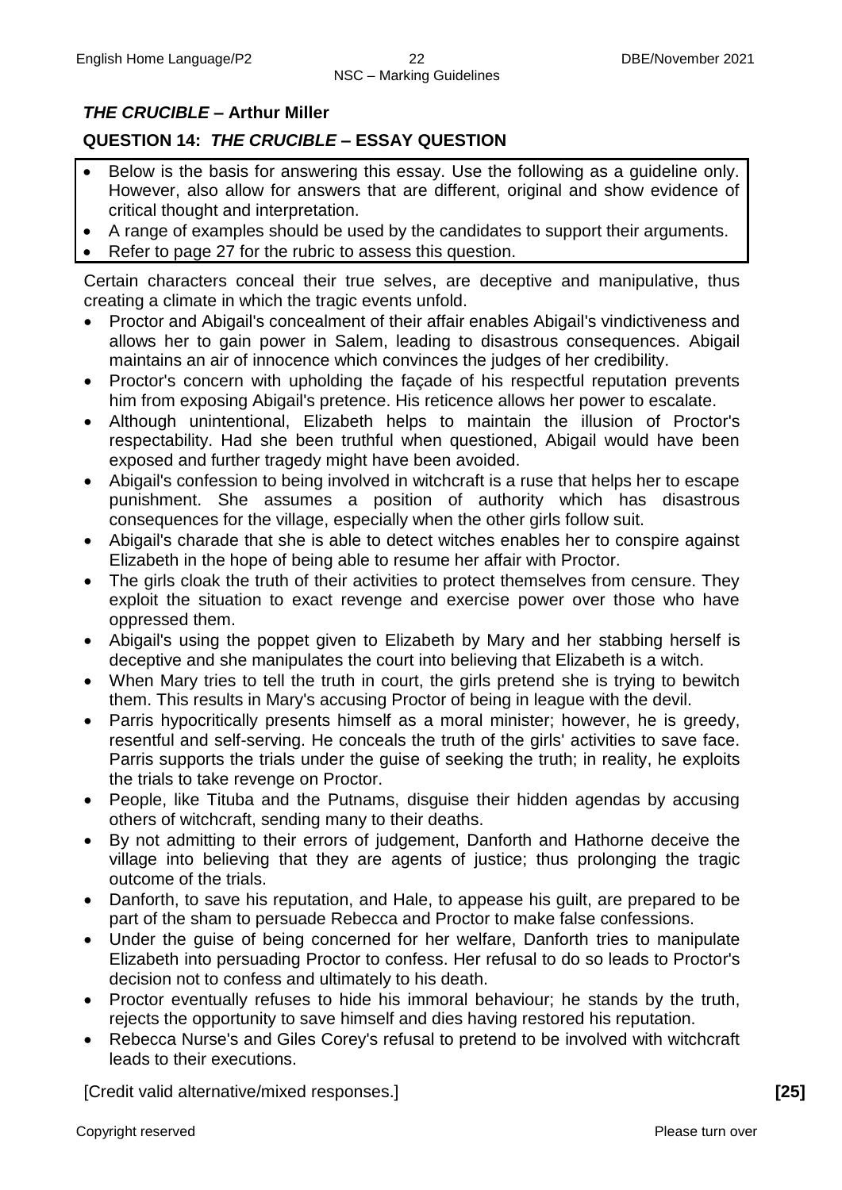## *THE CRUCIBLE* – Arthur Miller

### QUESTION 14: *THE CRUCIBLE* – ESSAY QUESTION

- Below is the basis for answering this essay. Use the following as a guideline only. However, also allow for answers that are different, original and show evidence of critical thought and interpretation.
- A range of examples should be used by the candidates to support their arguments.
- Refer to page 27 for the rubric to assess this question.

Certain characters conceal their true selves, are deceptive and manipulative, thus creating a climate in which the tragic events unfold.

- Proctor and Abigail's concealment of their affair enables Abigail's vindictiveness and allows her to gain power in Salem, leading to disastrous consequences. Abigail maintains an air of innocence which convinces the judges of her credibility.
- Proctor's concern with upholding the façade of his respectful reputation prevents him from exposing Abigail's pretence. His reticence allows her power to escalate.
- Although unintentional, Elizabeth helps to maintain the illusion of Proctor's respectability. Had she been truthful when questioned, Abigail would have been exposed and further tragedy might have been avoided.
- Abigail's confession to being involved in witchcraft is a ruse that helps her to escape punishment. She assumes a position of authority which has disastrous consequences for the village, especially when the other girls follow suit.
- Abigail's charade that she is able to detect witches enables her to conspire against Elizabeth in the hope of being able to resume her affair with Proctor.
- The girls cloak the truth of their activities to protect themselves from censure. They exploit the situation to exact revenge and exercise power over those who have oppressed them.
- Abigail's using the poppet given to Elizabeth by Mary and her stabbing herself is deceptive and she manipulates the court into believing that Elizabeth is a witch.
- When Mary tries to tell the truth in court, the girls pretend she is trying to bewitch them. This results in Mary's accusing Proctor of being in league with the devil.
- Parris hypocritically presents himself as a moral minister; however, he is greedy, resentful and self-serving. He conceals the truth of the girls' activities to save face. Parris supports the trials under the guise of seeking the truth; in reality, he exploits the trials to take revenge on Proctor.
- People, like Tituba and the Putnams, disguise their hidden agendas by accusing others of witchcraft, sending many to their deaths.
- By not admitting to their errors of judgement, Danforth and Hathorne deceive the village into believing that they are agents of justice; thus prolonging the tragic outcome of the trials.
- Danforth, to save his reputation, and Hale, to appease his guilt, are prepared to be part of the sham to persuade Rebecca and Proctor to make false confessions.
- Under the guise of being concerned for her welfare, Danforth tries to manipulate Elizabeth into persuading Proctor to confess. Her refusal to do so leads to Proctor's decision not to confess and ultimately to his death.
- Proctor eventually refuses to hide his immoral behaviour; he stands by the truth, rejects the opportunity to save himself and dies having restored his reputation.
- Rebecca Nurse's and Giles Corey's refusal to pretend to be involved with witchcraft leads to their executions.

[Credit valid alternative/mixed responses.] **[25]**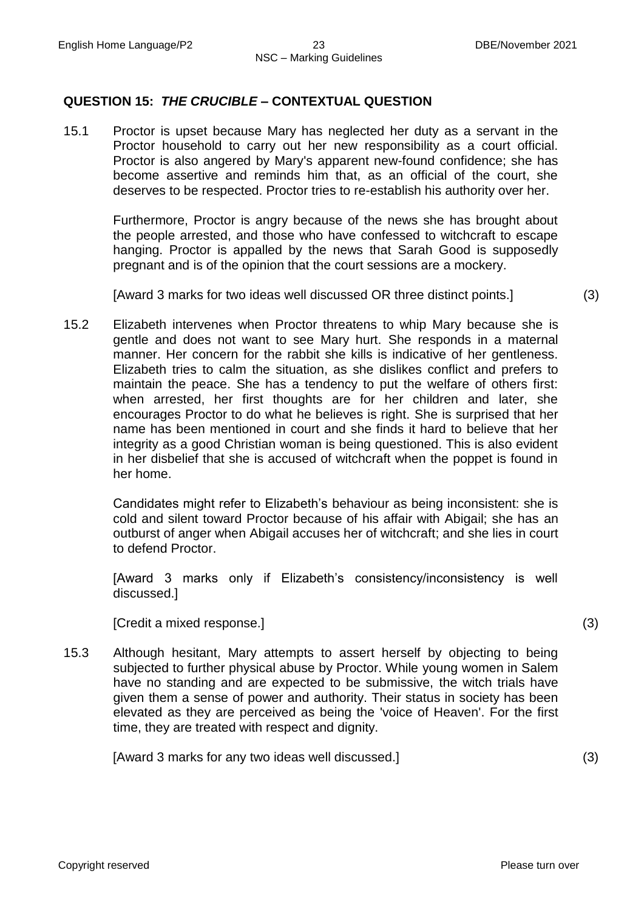## QUESTION 15: *THE CRUCIBLE* – CONTEXTUAL QUESTION

15.1 Proctor is upset because Mary has neglected her duty as a servant in the Proctor household to carry out her new responsibility as a court official. Proctor is also angered by Mary's apparent new-found confidence; she has become assertive and reminds him that, as an official of the court, she deserves to be respected. Proctor tries to re-establish his authority over her.

Furthermore, Proctor is angry because of the news she has brought about the people arrested, and those who have confessed to witchcraft to escape hanging. Proctor is appalled by the news that Sarah Good is supposedly pregnant and is of the opinion that the court sessions are a mockery.

[Award 3 marks for two ideas well discussed OR three distinct points.] (3)

15.2 Elizabeth intervenes when Proctor threatens to whip Mary because she is gentle and does not want to see Mary hurt. She responds in a maternal manner. Her concern for the rabbit she kills is indicative of her gentleness. Elizabeth tries to calm the situation, as she dislikes conflict and prefers to maintain the peace. She has a tendency to put the welfare of others first: when arrested, her first thoughts are for her children and later, she encourages Proctor to do what he believes is right. She is surprised that her name has been mentioned in court and she finds it hard to believe that her integrity as a good Christian woman is being questioned. This is also evident in her disbelief that she is accused of witchcraft when the poppet is found in her home.

Candidates might refer to Elizabeth's behaviour as being inconsistent: she is cold and silent toward Proctor because of his affair with Abigail; she has an outburst of anger when Abigail accuses her of witchcraft; and she lies in court to defend Proctor.

[Award 3 marks only if Elizabeth's consistency/inconsistency is well discussed.]

[Credit a mixed response.] (3)

15.3 Although hesitant, Mary attempts to assert herself by objecting to being subjected to further physical abuse by Proctor. While young women in Salem have no standing and are expected to be submissive, the witch trials have given them a sense of power and authority. Their status in society has been elevated as they are perceived as being the 'voice of Heaven'. For the first time, they are treated with respect and dignity.

[Award 3 marks for any two ideas well discussed.] (3)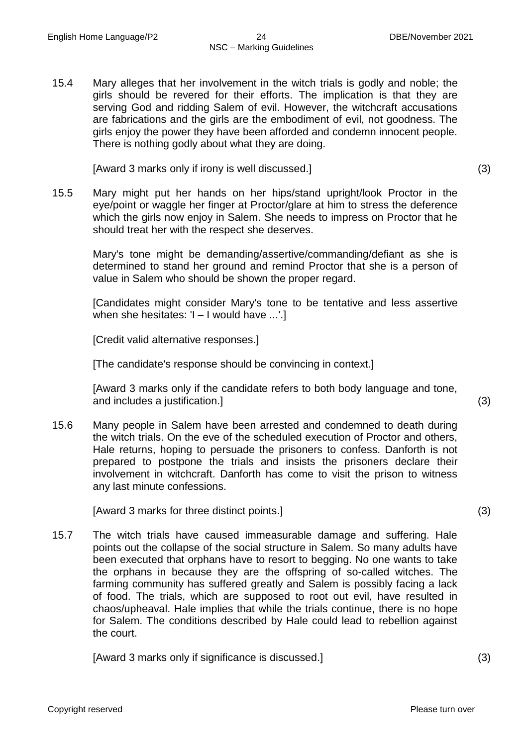15.4 Mary alleges that her involvement in the witch trials is godly and noble; the girls should be revered for their efforts. The implication is that they are serving God and ridding Salem of evil. However, the witchcraft accusations are fabrications and the girls are the embodiment of evil, not goodness. The girls enjoy the power they have been afforded and condemn innocent people. There is nothing godly about what they are doing.

[Award 3 marks only if irony is well discussed.] (3)

15.5 Mary might put her hands on her hips/stand upright/look Proctor in the eye/point or waggle her finger at Proctor/glare at him to stress the deference which the girls now enjoy in Salem. She needs to impress on Proctor that he should treat her with the respect she deserves.

Mary's tone might be demanding/assertive/commanding/defiant as she is determined to stand her ground and remind Proctor that she is a person of value in Salem who should be shown the proper regard.

[Candidates might consider Mary's tone to be tentative and less assertive when she hesitates: 'I – I would have ...'.]

[Credit valid alternative responses.]

[The candidate's response should be convincing in context.]

[Award 3 marks only if the candidate refers to both body language and tone, and includes a justification.] (3)

15.6 Many people in Salem have been arrested and condemned to death during the witch trials. On the eve of the scheduled execution of Proctor and others, Hale returns, hoping to persuade the prisoners to confess. Danforth is not prepared to postpone the trials and insists the prisoners declare their involvement in witchcraft. Danforth has come to visit the prison to witness any last minute confessions.

[Award 3 marks for three distinct points.] (3)

15.7 The witch trials have caused immeasurable damage and suffering. Hale points out the collapse of the social structure in Salem. So many adults have been executed that orphans have to resort to begging. No one wants to take the orphans in because they are the offspring of so-called witches. The farming community has suffered greatly and Salem is possibly facing a lack of food. The trials, which are supposed to root out evil, have resulted in chaos/upheaval. Hale implies that while the trials continue, there is no hope for Salem. The conditions described by Hale could lead to rebellion against the court.

[Award 3 marks only if significance is discussed.] (3)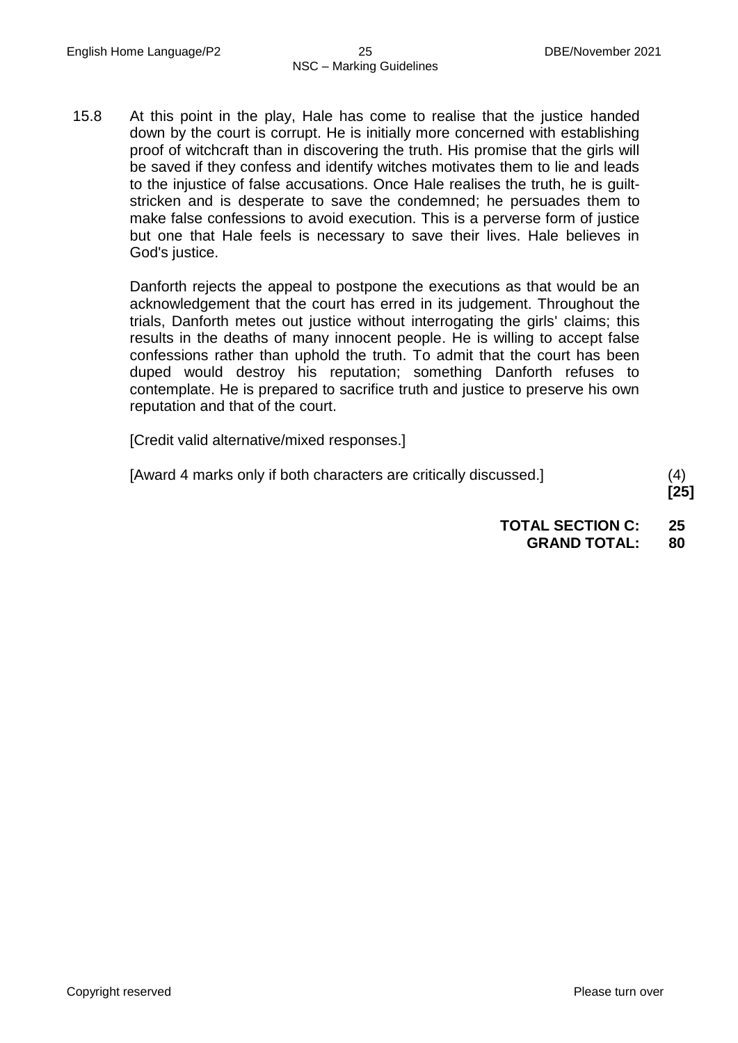15.8 At this point in the play, Hale has come to realise that the justice handed down by the court is corrupt. He is initially more concerned with establishing proof of witchcraft than in discovering the truth. His promise that the girls will be saved if they confess and identify witches motivates them to lie and leads to the injustice of false accusations. Once Hale realises the truth, he is guilt-stricken and is desperate to save the condemned; he persuades them to make false confessions to avoid execution. This is a perverse form of justice but one that Hale feels is necessary to save their lives. Hale believes in God's justice.

Danforth rejects the appeal to postpone the executions as that would be an acknowledgement that the court has erred in its judgement. Throughout the trials, Danforth metes out justice without interrogating the girls' claims; this results in the deaths of many innocent people. He is willing to accept false confessions rather than uphold the truth. To admit that the court has been duped would destroy his reputation; something Danforth refuses to contemplate. He is prepared to sacrifice truth and justice to preserve his own reputation and that of the court.

[Credit valid alternative/mixed responses.]

[Award 4 marks only if both characters are critically discussed.] (4)
**[25]**

**TOTAL SECTION C: 25**
**GRAND TOTAL: 80**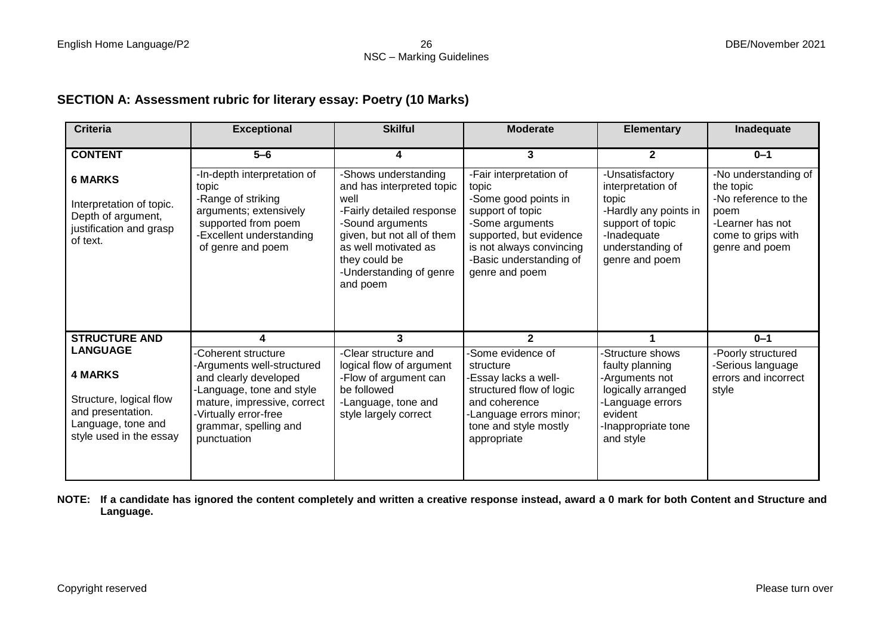## SECTION A: Assessment rubric for literary essay: Poetry (10 Marks)

| Criteria | Exceptional | Skilful | Moderate | Elementary | Inadequate |
|---|---|---|---|---|---|
| **CONTENT** | **5–6** | **4** | **3** | **2** | **0–1** |
| **6 MARKS**<br><br>Interpretation of topic. Depth of argument, justification and grasp of text. | -In-depth interpretation of topic<br>-Range of striking arguments; extensively supported from poem<br>-Excellent understanding of genre and poem | -Shows understanding and has interpreted topic well<br>-Fairly detailed response<br>-Sound arguments given, but not all of them as well motivated as they could be<br>-Understanding of genre and poem | -Fair interpretation of topic<br>-Some good points in support of topic<br>-Some arguments supported, but evidence is not always convincing<br>-Basic understanding of genre and poem | -Unsatisfactory interpretation of topic<br>-Hardly any points in support of topic<br>-Inadequate understanding of genre and poem | -No understanding of the topic<br>-No reference to the poem<br>-Learner has not come to grips with genre and poem |
| **STRUCTURE AND LANGUAGE** | **4** | **3** | **2** | **1** | **0–1** |
| **4 MARKS**<br><br>Structure, logical flow and presentation. Language, tone and style used in the essay | -Coherent structure<br>-Arguments well-structured and clearly developed<br>-Language, tone and style mature, impressive, correct<br>-Virtually error-free grammar, spelling and punctuation | -Clear structure and logical flow of argument<br>-Flow of argument can be followed<br>-Language, tone and style largely correct | -Some evidence of structure<br>-Essay lacks a well-structured flow of logic and coherence<br>-Language errors minor; tone and style mostly appropriate | -Structure shows faulty planning<br>-Arguments not logically arranged<br>-Language errors evident<br>-Inappropriate tone and style | -Poorly structured<br>-Serious language errors and incorrect style |

**NOTE: If a candidate has ignored the content completely and written a creative response instead, award a 0 mark for both Content and Structure and Language.**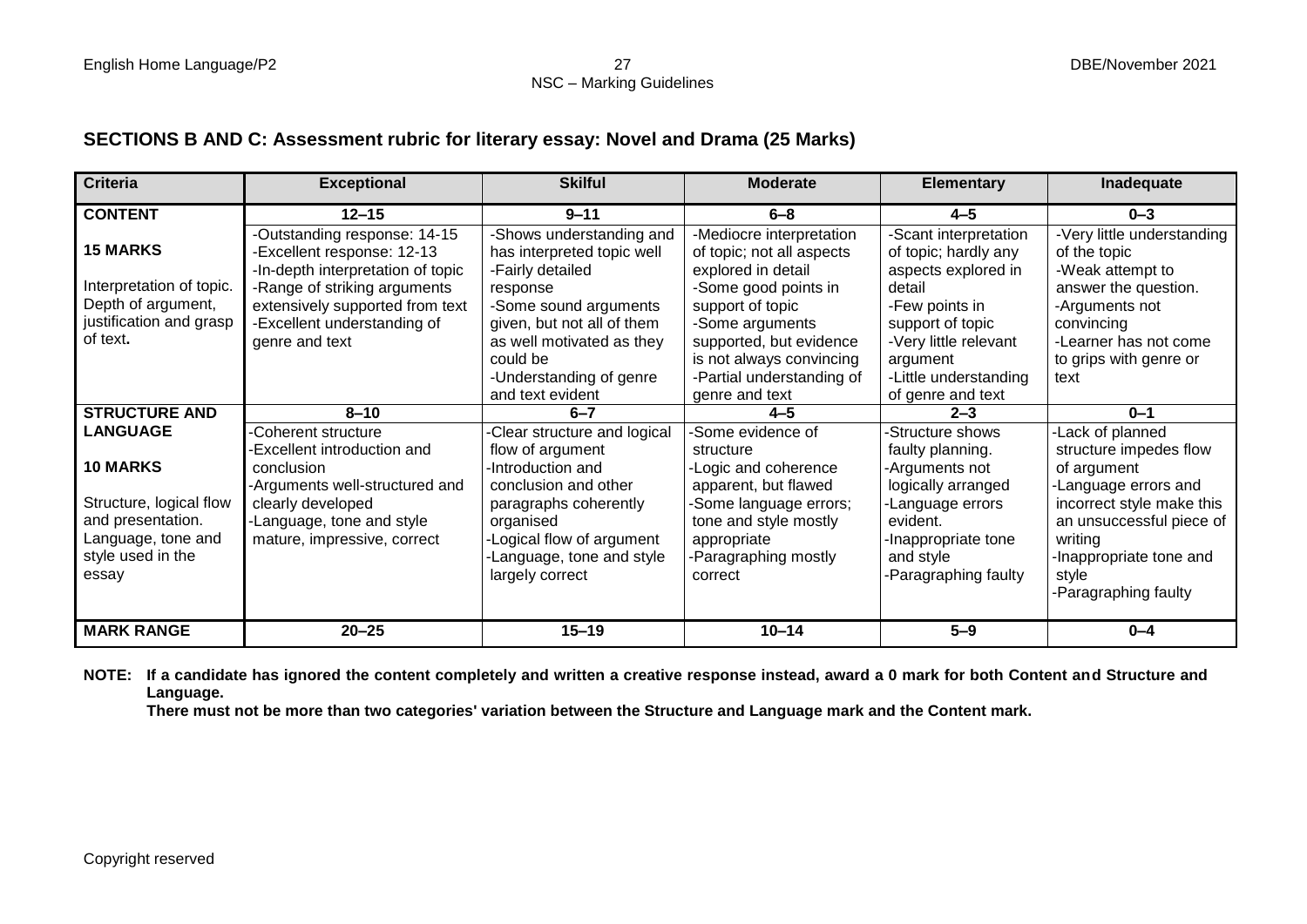## SECTIONS B AND C: Assessment rubric for literary essay: Novel and Drama (25 Marks)

| Criteria | Exceptional | Skilful | Moderate | Elementary | Inadequate |
|---|---|---|---|---|---|
| **CONTENT** | **12–15** | **9–11** | **6–8** | **4–5** | **0–3** |
| **15 MARKS**<br><br>Interpretation of topic. Depth of argument, justification and grasp of text**.** | -Outstanding response: 14-15<br>-Excellent response: 12-13<br>-In-depth interpretation of topic<br>-Range of striking arguments extensively supported from text<br>-Excellent understanding of genre and text | -Shows understanding and has interpreted topic well<br>-Fairly detailed response<br>-Some sound arguments given, but not all of them as well motivated as they could be<br>-Understanding of genre and text evident | -Mediocre interpretation of topic; not all aspects explored in detail<br>-Some good points in support of topic<br>-Some arguments supported, but evidence is not always convincing<br>-Partial understanding of genre and text | -Scant interpretation of topic; hardly any aspects explored in detail<br>-Few points in support of topic<br>-Very little relevant argument<br>-Little understanding of genre and text | -Very little understanding of the topic<br>-Weak attempt to answer the question.<br>-Arguments not convincing<br>-Learner has not come to grips with genre or text |
| **STRUCTURE AND LANGUAGE** | **8–10** | **6–7** | **4–5** | **2–3** | **0–1** |
| **10 MARKS**<br><br>Structure, logical flow and presentation. Language, tone and style used in the essay | -Coherent structure<br>-Excellent introduction and conclusion<br>-Arguments well-structured and clearly developed<br>-Language, tone and style mature, impressive, correct | -Clear structure and logical flow of argument<br>-Introduction and conclusion and other paragraphs coherently organised<br>-Logical flow of argument<br>-Language, tone and style largely correct | -Some evidence of structure<br>-Logic and coherence apparent, but flawed<br>-Some language errors; tone and style mostly appropriate<br>-Paragraphing mostly correct | -Structure shows faulty planning.<br>-Arguments not logically arranged<br>-Language errors evident.<br>-Inappropriate tone and style<br>-Paragraphing faulty | -Lack of planned structure impedes flow of argument<br>-Language errors and incorrect style make this an unsuccessful piece of writing<br>-Inappropriate tone and style<br>-Paragraphing faulty |
| **MARK RANGE** | **20–25** | **15–19** | **10–14** | **5–9** | **0–4** |

**NOTE: If a candidate has ignored the content completely and written a creative response instead, award a 0 mark for both Content and Structure and Language.**
**There must not be more than two categories' variation between the Structure and Language mark and the Content mark.**